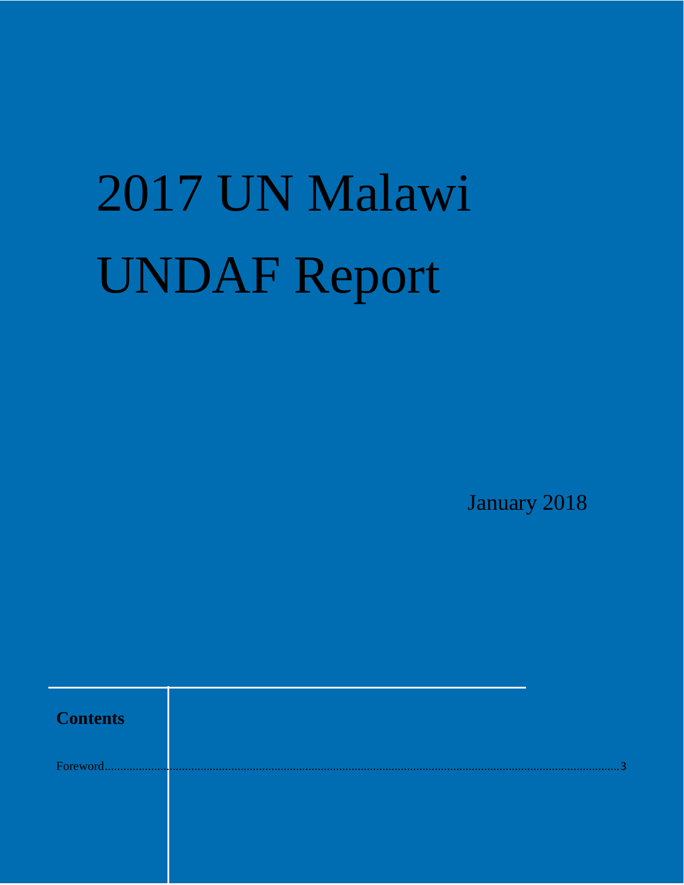# 2017 UN Malawi UNDAF Report

January 2018

## Contents

Foreword....................................................................................................................................................3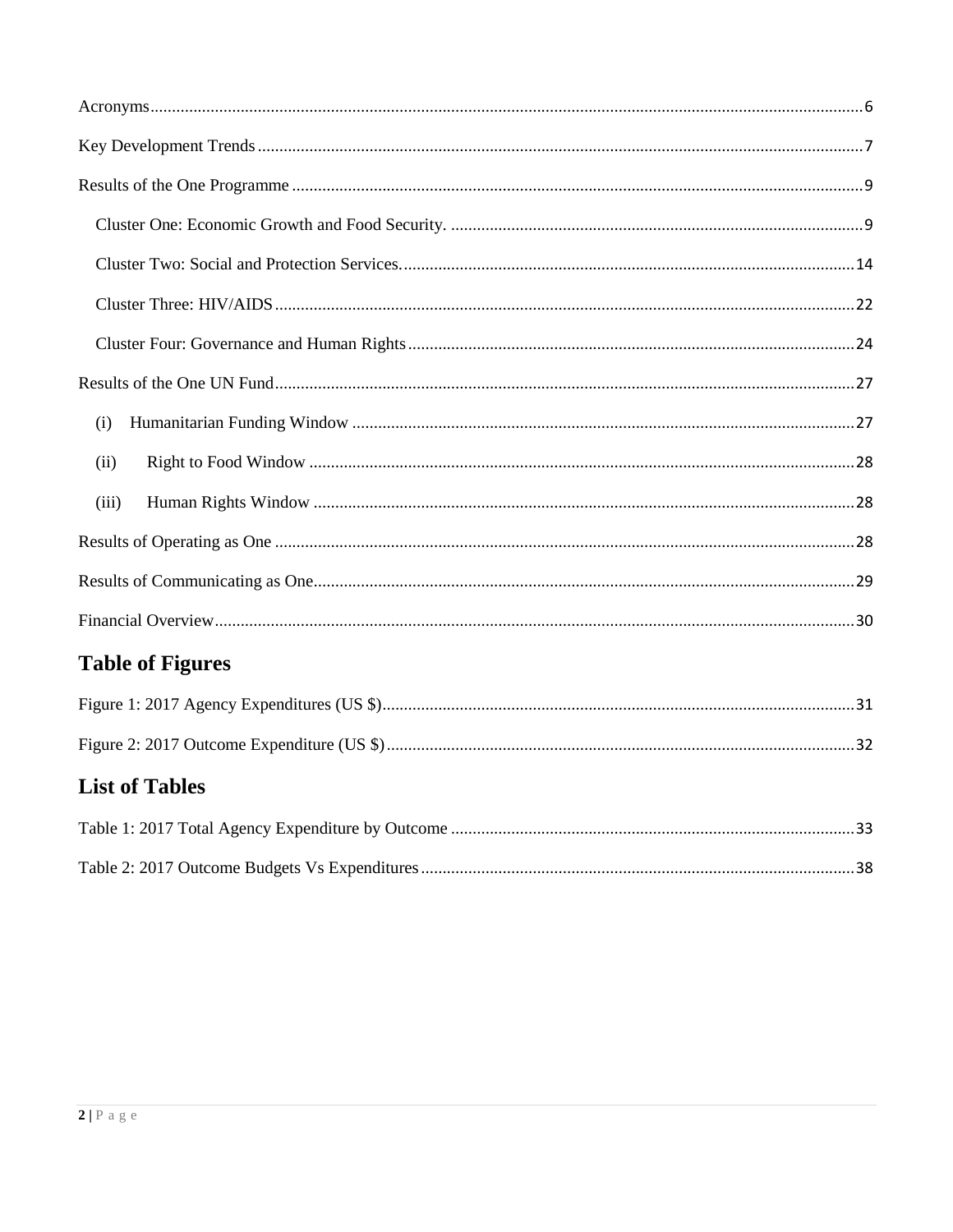Acronyms....6

Key Development Trends....7

Results of the One Programme....9

- Cluster One: Economic Growth and Food Security. ....9
- Cluster Two: Social and Protection Services....14
- Cluster Three: HIV/AIDS....22
- Cluster Four: Governance and Human Rights....24

Results of the One UN Fund....27

- (i) Humanitarian Funding Window....27
- (ii) Right to Food Window....28
- (iii) Human Rights Window....28

Results of Operating as One....28

Results of Communicating as One....29

Financial Overview....30

## Table of Figures

Figure 1: 2017 Agency Expenditures (US $)....31

Figure 2: 2017 Outcome Expenditure (US $)....32

## List of Tables

Table 1: 2017 Total Agency Expenditure by Outcome....33

Table 2: 2017 Outcome Budgets Vs Expenditures....38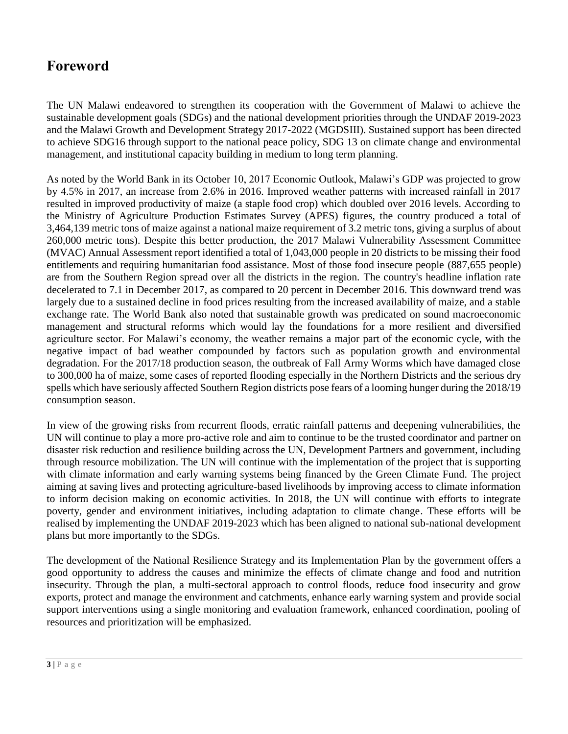## Foreword

The UN Malawi endeavored to strengthen its cooperation with the Government of Malawi to achieve the sustainable development goals (SDGs) and the national development priorities through the UNDAF 2019-2023 and the Malawi Growth and Development Strategy 2017-2022 (MGDSIII). Sustained support has been directed to achieve SDG16 through support to the national peace policy, SDG 13 on climate change and environmental management, and institutional capacity building in medium to long term planning.

As noted by the World Bank in its October 10, 2017 Economic Outlook, Malawi's GDP was projected to grow by 4.5% in 2017, an increase from 2.6% in 2016. Improved weather patterns with increased rainfall in 2017 resulted in improved productivity of maize (a staple food crop) which doubled over 2016 levels. According to the Ministry of Agriculture Production Estimates Survey (APES) figures, the country produced a total of 3,464,139 metric tons of maize against a national maize requirement of 3.2 metric tons, giving a surplus of about 260,000 metric tons). Despite this better production, the 2017 Malawi Vulnerability Assessment Committee (MVAC) Annual Assessment report identified a total of 1,043,000 people in 20 districts to be missing their food entitlements and requiring humanitarian food assistance. Most of those food insecure people (887,655 people) are from the Southern Region spread over all the districts in the region. The country's headline inflation rate decelerated to 7.1 in December 2017, as compared to 20 percent in December 2016. This downward trend was largely due to a sustained decline in food prices resulting from the increased availability of maize, and a stable exchange rate. The World Bank also noted that sustainable growth was predicated on sound macroeconomic management and structural reforms which would lay the foundations for a more resilient and diversified agriculture sector. For Malawi's economy, the weather remains a major part of the economic cycle, with the negative impact of bad weather compounded by factors such as population growth and environmental degradation. For the 2017/18 production season, the outbreak of Fall Army Worms which have damaged close to 300,000 ha of maize, some cases of reported flooding especially in the Northern Districts and the serious dry spells which have seriously affected Southern Region districts pose fears of a looming hunger during the 2018/19 consumption season.

In view of the growing risks from recurrent floods, erratic rainfall patterns and deepening vulnerabilities, the UN will continue to play a more pro-active role and aim to continue to be the trusted coordinator and partner on disaster risk reduction and resilience building across the UN, Development Partners and government, including through resource mobilization. The UN will continue with the implementation of the project that is supporting with climate information and early warning systems being financed by the Green Climate Fund. The project aiming at saving lives and protecting agriculture-based livelihoods by improving access to climate information to inform decision making on economic activities. In 2018, the UN will continue with efforts to integrate poverty, gender and environment initiatives, including adaptation to climate change. These efforts will be realised by implementing the UNDAF 2019-2023 which has been aligned to national sub-national development plans but more importantly to the SDGs.

The development of the National Resilience Strategy and its Implementation Plan by the government offers a good opportunity to address the causes and minimize the effects of climate change and food and nutrition insecurity. Through the plan, a multi-sectoral approach to control floods, reduce food insecurity and grow exports, protect and manage the environment and catchments, enhance early warning system and provide social support interventions using a single monitoring and evaluation framework, enhanced coordination, pooling of resources and prioritization will be emphasized.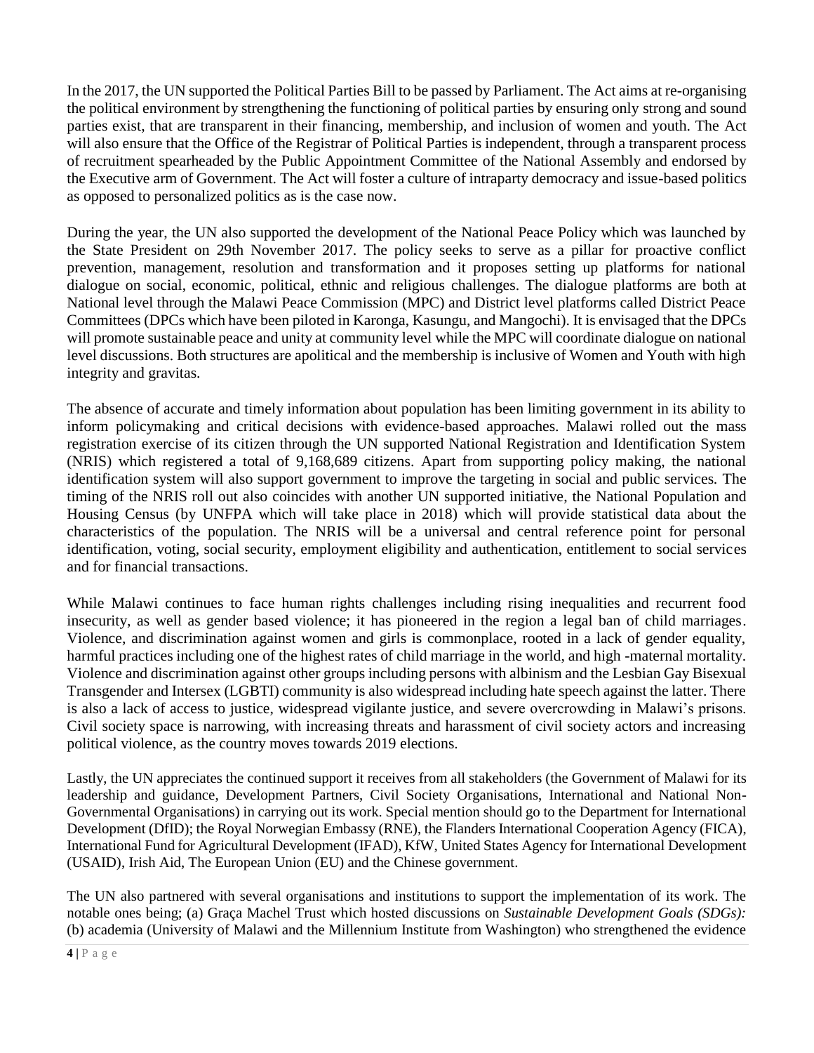In the 2017, the UN supported the Political Parties Bill to be passed by Parliament. The Act aims at re-organising the political environment by strengthening the functioning of political parties by ensuring only strong and sound parties exist, that are transparent in their financing, membership, and inclusion of women and youth. The Act will also ensure that the Office of the Registrar of Political Parties is independent, through a transparent process of recruitment spearheaded by the Public Appointment Committee of the National Assembly and endorsed by the Executive arm of Government. The Act will foster a culture of intraparty democracy and issue-based politics as opposed to personalized politics as is the case now.

During the year, the UN also supported the development of the National Peace Policy which was launched by the State President on 29th November 2017. The policy seeks to serve as a pillar for proactive conflict prevention, management, resolution and transformation and it proposes setting up platforms for national dialogue on social, economic, political, ethnic and religious challenges. The dialogue platforms are both at National level through the Malawi Peace Commission (MPC) and District level platforms called District Peace Committees (DPCs which have been piloted in Karonga, Kasungu, and Mangochi). It is envisaged that the DPCs will promote sustainable peace and unity at community level while the MPC will coordinate dialogue on national level discussions. Both structures are apolitical and the membership is inclusive of Women and Youth with high integrity and gravitas.

The absence of accurate and timely information about population has been limiting government in its ability to inform policymaking and critical decisions with evidence-based approaches. Malawi rolled out the mass registration exercise of its citizen through the UN supported National Registration and Identification System (NRIS) which registered a total of 9,168,689 citizens. Apart from supporting policy making, the national identification system will also support government to improve the targeting in social and public services. The timing of the NRIS roll out also coincides with another UN supported initiative, the National Population and Housing Census (by UNFPA which will take place in 2018) which will provide statistical data about the characteristics of the population. The NRIS will be a universal and central reference point for personal identification, voting, social security, employment eligibility and authentication, entitlement to social services and for financial transactions.

While Malawi continues to face human rights challenges including rising inequalities and recurrent food insecurity, as well as gender based violence; it has pioneered in the region a legal ban of child marriages. Violence, and discrimination against women and girls is commonplace, rooted in a lack of gender equality, harmful practices including one of the highest rates of child marriage in the world, and high -maternal mortality. Violence and discrimination against other groups including persons with albinism and the Lesbian Gay Bisexual Transgender and Intersex (LGBTI) community is also widespread including hate speech against the latter. There is also a lack of access to justice, widespread vigilante justice, and severe overcrowding in Malawi's prisons. Civil society space is narrowing, with increasing threats and harassment of civil society actors and increasing political violence, as the country moves towards 2019 elections.

Lastly, the UN appreciates the continued support it receives from all stakeholders (the Government of Malawi for its leadership and guidance, Development Partners, Civil Society Organisations, International and National Non-Governmental Organisations) in carrying out its work. Special mention should go to the Department for International Development (DfID); the Royal Norwegian Embassy (RNE), the Flanders International Cooperation Agency (FICA), International Fund for Agricultural Development (IFAD), KfW, United States Agency for International Development (USAID), Irish Aid, The European Union (EU) and the Chinese government.

The UN also partnered with several organisations and institutions to support the implementation of its work. The notable ones being; (a) Graça Machel Trust which hosted discussions on *Sustainable Development Goals (SDGs):* (b) academia (University of Malawi and the Millennium Institute from Washington) who strengthened the evidence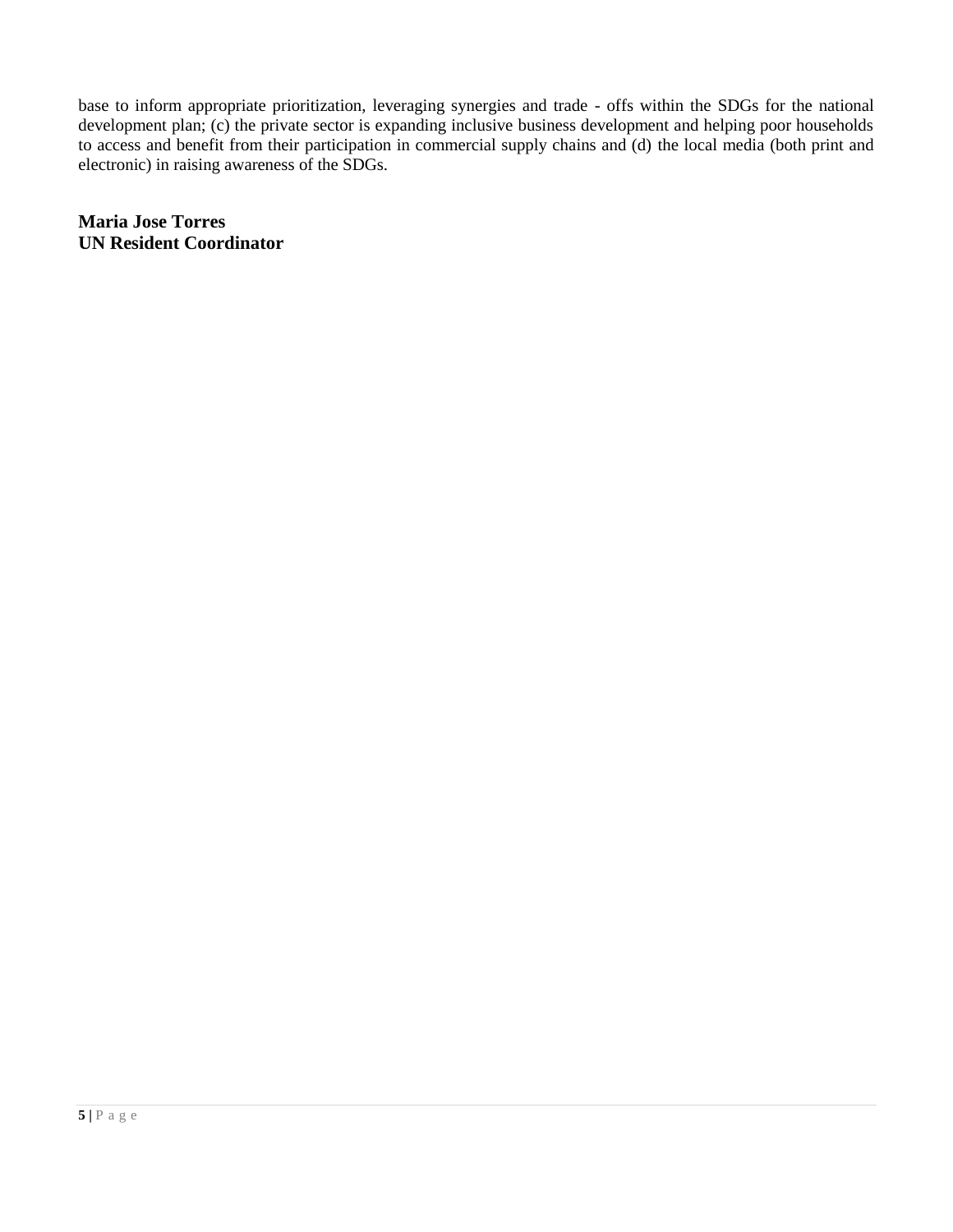base to inform appropriate prioritization, leveraging synergies and trade - offs within the SDGs for the national development plan; (c) the private sector is expanding inclusive business development and helping poor households to access and benefit from their participation in commercial supply chains and (d) the local media (both print and electronic) in raising awareness of the SDGs.

**Maria Jose Torres**
**UN Resident Coordinator**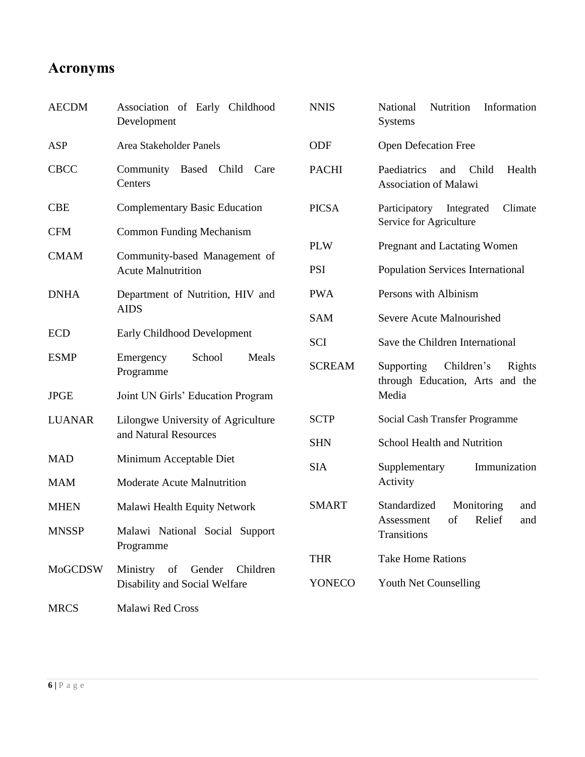# Acronyms

| | |
|---|---|
| AECDM | Association of Early Childhood Development |
| ASP | Area Stakeholder Panels |
| CBCC | Community Based Child Care Centers |
| CBE | Complementary Basic Education |
| CFM | Common Funding Mechanism |
| CMAM | Community-based Management of Acute Malnutrition |
| DNHA | Department of Nutrition, HIV and AIDS |
| ECD | Early Childhood Development |
| ESMP | Emergency School Meals Programme |
| JPGE | Joint UN Girls' Education Program |
| LUANAR | Lilongwe University of Agriculture and Natural Resources |
| MAD | Minimum Acceptable Diet |
| MAM | Moderate Acute Malnutrition |
| MHEN | Malawi Health Equity Network |
| MNSSP | Malawi National Social Support Programme |
| MoGCDSW | Ministry of Gender Children Disability and Social Welfare |
| MRCS | Malawi Red Cross |
| NNIS | National Nutrition Information Systems |
| ODF | Open Defecation Free |
| PACHI | Paediatrics and Child Health Association of Malawi |
| PICSA | Participatory Integrated Climate Service for Agriculture |
| PLW | Pregnant and Lactating Women |
| PSI | Population Services International |
| PWA | Persons with Albinism |
| SAM | Severe Acute Malnourished |
| SCI | Save the Children International |
| SCREAM | Supporting Children's Rights through Education, Arts and the Media |
| SCTP | Social Cash Transfer Programme |
| SHN | School Health and Nutrition |
| SIA | Supplementary Immunization Activity |
| SMART | Standardized Monitoring and Assessment of Relief and Transitions |
| THR | Take Home Rations |
| YONECO | Youth Net Counselling |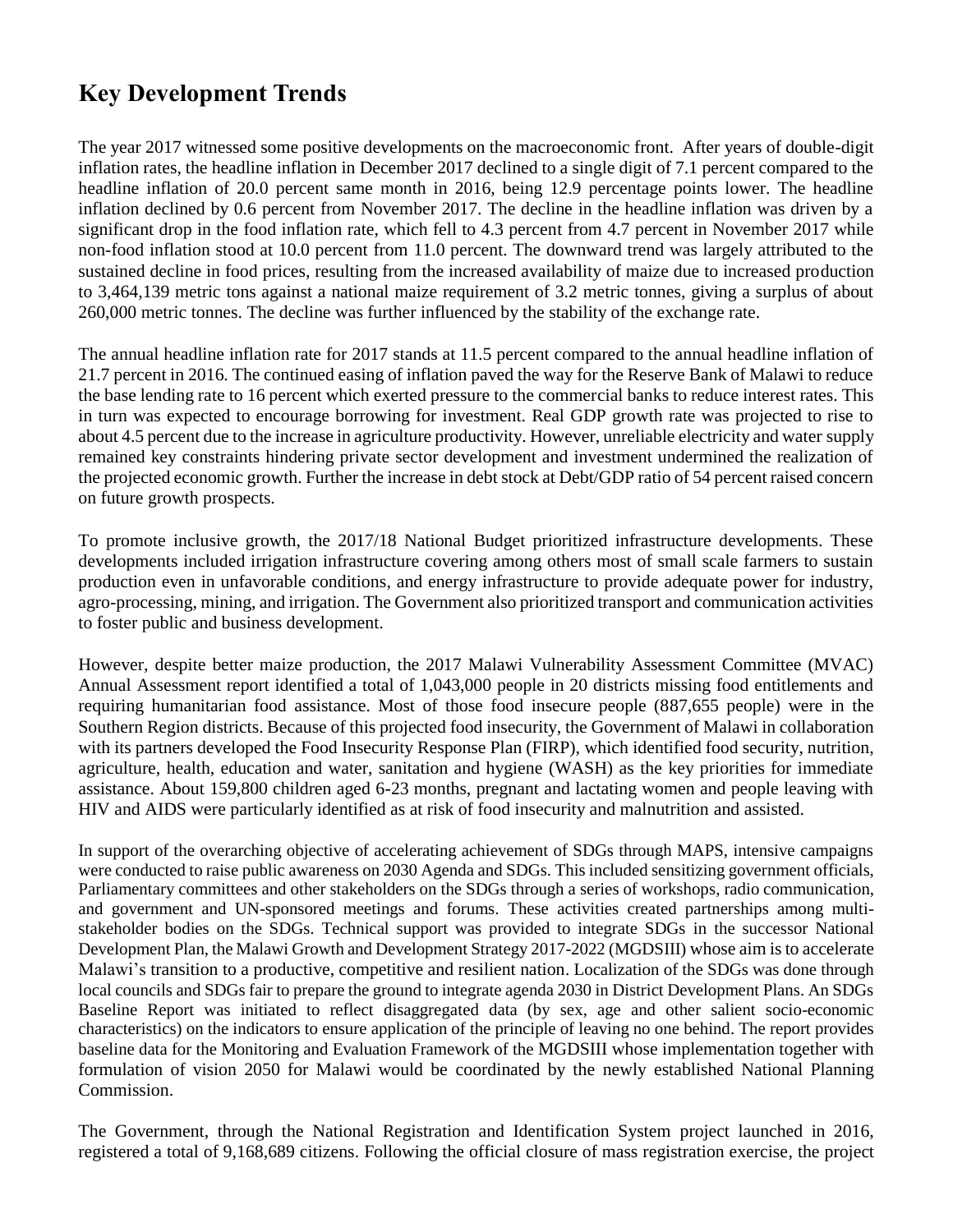## Key Development Trends

The year 2017 witnessed some positive developments on the macroeconomic front. After years of double-digit inflation rates, the headline inflation in December 2017 declined to a single digit of 7.1 percent compared to the headline inflation of 20.0 percent same month in 2016, being 12.9 percentage points lower. The headline inflation declined by 0.6 percent from November 2017. The decline in the headline inflation was driven by a significant drop in the food inflation rate, which fell to 4.3 percent from 4.7 percent in November 2017 while non-food inflation stood at 10.0 percent from 11.0 percent. The downward trend was largely attributed to the sustained decline in food prices, resulting from the increased availability of maize due to increased production to 3,464,139 metric tons against a national maize requirement of 3.2 metric tonnes, giving a surplus of about 260,000 metric tonnes. The decline was further influenced by the stability of the exchange rate.

The annual headline inflation rate for 2017 stands at 11.5 percent compared to the annual headline inflation of 21.7 percent in 2016. The continued easing of inflation paved the way for the Reserve Bank of Malawi to reduce the base lending rate to 16 percent which exerted pressure to the commercial banks to reduce interest rates. This in turn was expected to encourage borrowing for investment. Real GDP growth rate was projected to rise to about 4.5 percent due to the increase in agriculture productivity. However, unreliable electricity and water supply remained key constraints hindering private sector development and investment undermined the realization of the projected economic growth. Further the increase in debt stock at Debt/GDP ratio of 54 percent raised concern on future growth prospects.

To promote inclusive growth, the 2017/18 National Budget prioritized infrastructure developments. These developments included irrigation infrastructure covering among others most of small scale farmers to sustain production even in unfavorable conditions, and energy infrastructure to provide adequate power for industry, agro-processing, mining, and irrigation. The Government also prioritized transport and communication activities to foster public and business development.

However, despite better maize production, the 2017 Malawi Vulnerability Assessment Committee (MVAC) Annual Assessment report identified a total of 1,043,000 people in 20 districts missing food entitlements and requiring humanitarian food assistance. Most of those food insecure people (887,655 people) were in the Southern Region districts. Because of this projected food insecurity, the Government of Malawi in collaboration with its partners developed the Food Insecurity Response Plan (FIRP), which identified food security, nutrition, agriculture, health, education and water, sanitation and hygiene (WASH) as the key priorities for immediate assistance. About 159,800 children aged 6-23 months, pregnant and lactating women and people leaving with HIV and AIDS were particularly identified as at risk of food insecurity and malnutrition and assisted.

In support of the overarching objective of accelerating achievement of SDGs through MAPS, intensive campaigns were conducted to raise public awareness on 2030 Agenda and SDGs. This included sensitizing government officials, Parliamentary committees and other stakeholders on the SDGs through a series of workshops, radio communication, and government and UN-sponsored meetings and forums. These activities created partnerships among multi-stakeholder bodies on the SDGs. Technical support was provided to integrate SDGs in the successor National Development Plan, the Malawi Growth and Development Strategy 2017-2022 (MGDSIII) whose aim is to accelerate Malawi's transition to a productive, competitive and resilient nation. Localization of the SDGs was done through local councils and SDGs fair to prepare the ground to integrate agenda 2030 in District Development Plans. An SDGs Baseline Report was initiated to reflect disaggregated data (by sex, age and other salient socio-economic characteristics) on the indicators to ensure application of the principle of leaving no one behind. The report provides baseline data for the Monitoring and Evaluation Framework of the MGDSIII whose implementation together with formulation of vision 2050 for Malawi would be coordinated by the newly established National Planning Commission.

The Government, through the National Registration and Identification System project launched in 2016, registered a total of 9,168,689 citizens. Following the official closure of mass registration exercise, the project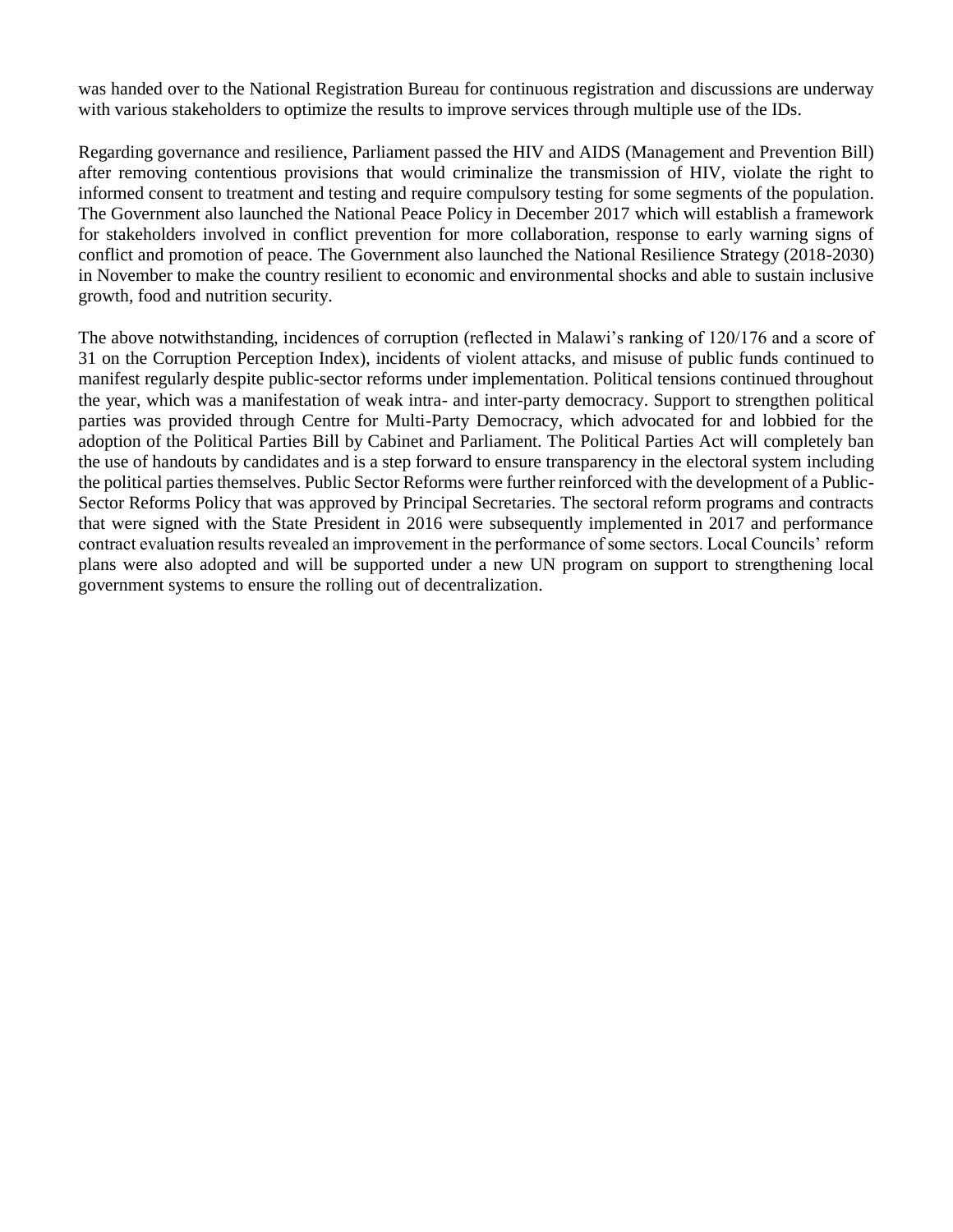was handed over to the National Registration Bureau for continuous registration and discussions are underway with various stakeholders to optimize the results to improve services through multiple use of the IDs.

Regarding governance and resilience, Parliament passed the HIV and AIDS (Management and Prevention Bill) after removing contentious provisions that would criminalize the transmission of HIV, violate the right to informed consent to treatment and testing and require compulsory testing for some segments of the population. The Government also launched the National Peace Policy in December 2017 which will establish a framework for stakeholders involved in conflict prevention for more collaboration, response to early warning signs of conflict and promotion of peace. The Government also launched the National Resilience Strategy (2018-2030) in November to make the country resilient to economic and environmental shocks and able to sustain inclusive growth, food and nutrition security.

The above notwithstanding, incidences of corruption (reflected in Malawi's ranking of 120/176 and a score of 31 on the Corruption Perception Index), incidents of violent attacks, and misuse of public funds continued to manifest regularly despite public-sector reforms under implementation. Political tensions continued throughout the year, which was a manifestation of weak intra- and inter-party democracy. Support to strengthen political parties was provided through Centre for Multi-Party Democracy, which advocated for and lobbied for the adoption of the Political Parties Bill by Cabinet and Parliament. The Political Parties Act will completely ban the use of handouts by candidates and is a step forward to ensure transparency in the electoral system including the political parties themselves. Public Sector Reforms were further reinforced with the development of a Public-Sector Reforms Policy that was approved by Principal Secretaries. The sectoral reform programs and contracts that were signed with the State President in 2016 were subsequently implemented in 2017 and performance contract evaluation results revealed an improvement in the performance of some sectors. Local Councils' reform plans were also adopted and will be supported under a new UN program on support to strengthening local government systems to ensure the rolling out of decentralization.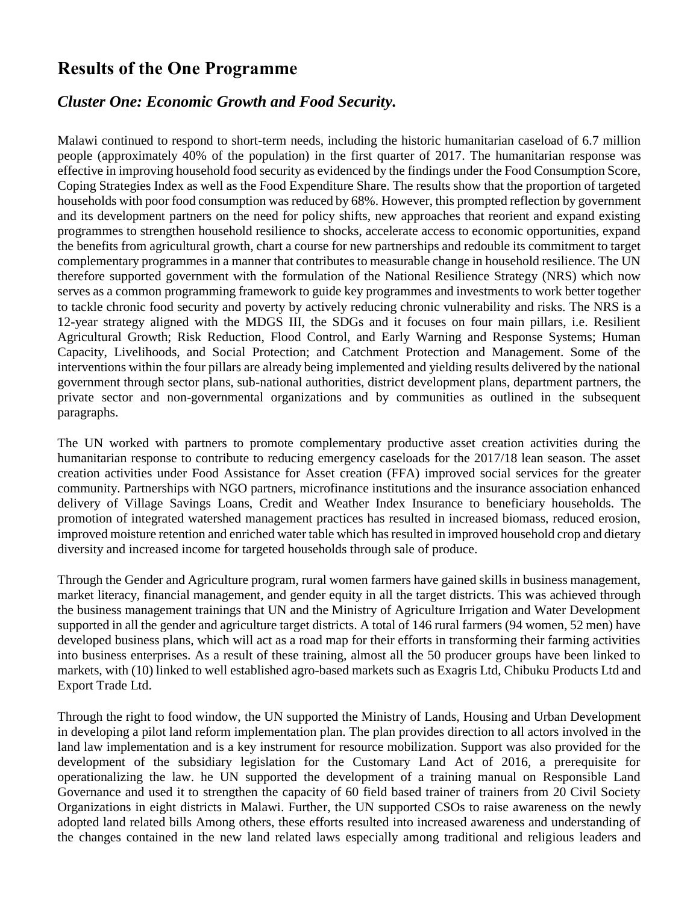## Results of the One Programme

### *Cluster One: Economic Growth and Food Security.*

Malawi continued to respond to short-term needs, including the historic humanitarian caseload of 6.7 million people (approximately 40% of the population) in the first quarter of 2017. The humanitarian response was effective in improving household food security as evidenced by the findings under the Food Consumption Score, Coping Strategies Index as well as the Food Expenditure Share. The results show that the proportion of targeted households with poor food consumption was reduced by 68%. However, this prompted reflection by government and its development partners on the need for policy shifts, new approaches that reorient and expand existing programmes to strengthen household resilience to shocks, accelerate access to economic opportunities, expand the benefits from agricultural growth, chart a course for new partnerships and redouble its commitment to target complementary programmes in a manner that contributes to measurable change in household resilience. The UN therefore supported government with the formulation of the National Resilience Strategy (NRS) which now serves as a common programming framework to guide key programmes and investments to work better together to tackle chronic food security and poverty by actively reducing chronic vulnerability and risks. The NRS is a 12-year strategy aligned with the MDGS III, the SDGs and it focuses on four main pillars, i.e. Resilient Agricultural Growth; Risk Reduction, Flood Control, and Early Warning and Response Systems; Human Capacity, Livelihoods, and Social Protection; and Catchment Protection and Management. Some of the interventions within the four pillars are already being implemented and yielding results delivered by the national government through sector plans, sub-national authorities, district development plans, department partners, the private sector and non-governmental organizations and by communities as outlined in the subsequent paragraphs.

The UN worked with partners to promote complementary productive asset creation activities during the humanitarian response to contribute to reducing emergency caseloads for the 2017/18 lean season. The asset creation activities under Food Assistance for Asset creation (FFA) improved social services for the greater community. Partnerships with NGO partners, microfinance institutions and the insurance association enhanced delivery of Village Savings Loans, Credit and Weather Index Insurance to beneficiary households. The promotion of integrated watershed management practices has resulted in increased biomass, reduced erosion, improved moisture retention and enriched water table which has resulted in improved household crop and dietary diversity and increased income for targeted households through sale of produce.

Through the Gender and Agriculture program, rural women farmers have gained skills in business management, market literacy, financial management, and gender equity in all the target districts. This was achieved through the business management trainings that UN and the Ministry of Agriculture Irrigation and Water Development supported in all the gender and agriculture target districts. A total of 146 rural farmers (94 women, 52 men) have developed business plans, which will act as a road map for their efforts in transforming their farming activities into business enterprises. As a result of these training, almost all the 50 producer groups have been linked to markets, with (10) linked to well established agro-based markets such as Exagris Ltd, Chibuku Products Ltd and Export Trade Ltd.

Through the right to food window, the UN supported the Ministry of Lands, Housing and Urban Development in developing a pilot land reform implementation plan. The plan provides direction to all actors involved in the land law implementation and is a key instrument for resource mobilization. Support was also provided for the development of the subsidiary legislation for the Customary Land Act of 2016, a prerequisite for operationalizing the law. he UN supported the development of a training manual on Responsible Land Governance and used it to strengthen the capacity of 60 field based trainer of trainers from 20 Civil Society Organizations in eight districts in Malawi. Further, the UN supported CSOs to raise awareness on the newly adopted land related bills Among others, these efforts resulted into increased awareness and understanding of the changes contained in the new land related laws especially among traditional and religious leaders and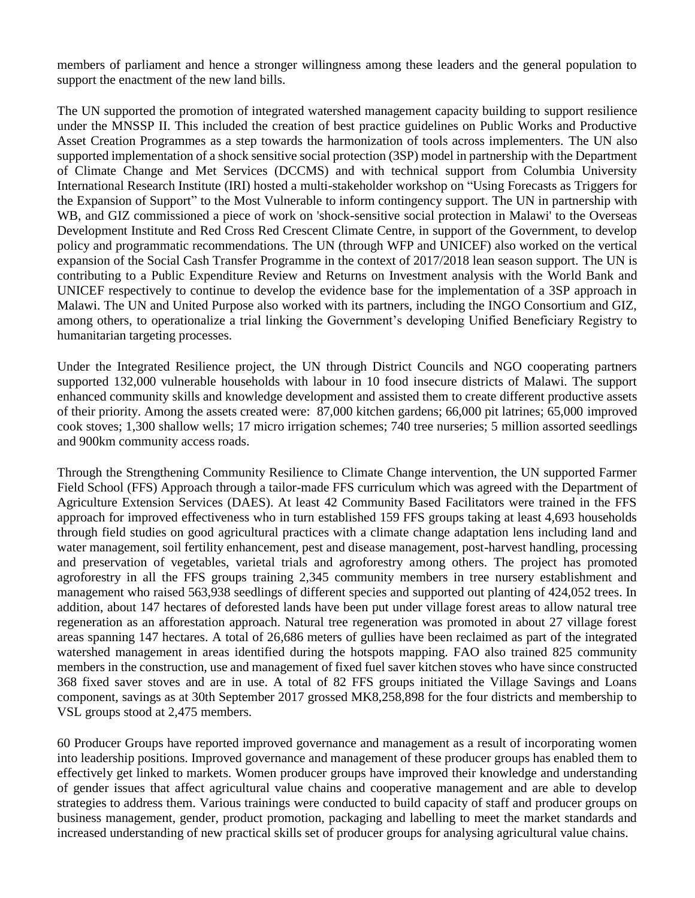members of parliament and hence a stronger willingness among these leaders and the general population to support the enactment of the new land bills.

The UN supported the promotion of integrated watershed management capacity building to support resilience under the MNSSP II. This included the creation of best practice guidelines on Public Works and Productive Asset Creation Programmes as a step towards the harmonization of tools across implementers. The UN also supported implementation of a shock sensitive social protection (3SP) model in partnership with the Department of Climate Change and Met Services (DCCMS) and with technical support from Columbia University International Research Institute (IRI) hosted a multi-stakeholder workshop on "Using Forecasts as Triggers for the Expansion of Support" to the Most Vulnerable to inform contingency support. The UN in partnership with WB, and GIZ commissioned a piece of work on 'shock-sensitive social protection in Malawi' to the Overseas Development Institute and Red Cross Red Crescent Climate Centre, in support of the Government, to develop policy and programmatic recommendations. The UN (through WFP and UNICEF) also worked on the vertical expansion of the Social Cash Transfer Programme in the context of 2017/2018 lean season support. The UN is contributing to a Public Expenditure Review and Returns on Investment analysis with the World Bank and UNICEF respectively to continue to develop the evidence base for the implementation of a 3SP approach in Malawi. The UN and United Purpose also worked with its partners, including the INGO Consortium and GIZ, among others, to operationalize a trial linking the Government's developing Unified Beneficiary Registry to humanitarian targeting processes.

Under the Integrated Resilience project, the UN through District Councils and NGO cooperating partners supported 132,000 vulnerable households with labour in 10 food insecure districts of Malawi. The support enhanced community skills and knowledge development and assisted them to create different productive assets of their priority. Among the assets created were: 87,000 kitchen gardens; 66,000 pit latrines; 65,000 improved cook stoves; 1,300 shallow wells; 17 micro irrigation schemes; 740 tree nurseries; 5 million assorted seedlings and 900km community access roads.

Through the Strengthening Community Resilience to Climate Change intervention, the UN supported Farmer Field School (FFS) Approach through a tailor-made FFS curriculum which was agreed with the Department of Agriculture Extension Services (DAES). At least 42 Community Based Facilitators were trained in the FFS approach for improved effectiveness who in turn established 159 FFS groups taking at least 4,693 households through field studies on good agricultural practices with a climate change adaptation lens including land and water management, soil fertility enhancement, pest and disease management, post-harvest handling, processing and preservation of vegetables, varietal trials and agroforestry among others. The project has promoted agroforestry in all the FFS groups training 2,345 community members in tree nursery establishment and management who raised 563,938 seedlings of different species and supported out planting of 424,052 trees. In addition, about 147 hectares of deforested lands have been put under village forest areas to allow natural tree regeneration as an afforestation approach. Natural tree regeneration was promoted in about 27 village forest areas spanning 147 hectares. A total of 26,686 meters of gullies have been reclaimed as part of the integrated watershed management in areas identified during the hotspots mapping. FAO also trained 825 community members in the construction, use and management of fixed fuel saver kitchen stoves who have since constructed 368 fixed saver stoves and are in use. A total of 82 FFS groups initiated the Village Savings and Loans component, savings as at 30th September 2017 grossed MK8,258,898 for the four districts and membership to VSL groups stood at 2,475 members.

60 Producer Groups have reported improved governance and management as a result of incorporating women into leadership positions. Improved governance and management of these producer groups has enabled them to effectively get linked to markets. Women producer groups have improved their knowledge and understanding of gender issues that affect agricultural value chains and cooperative management and are able to develop strategies to address them. Various trainings were conducted to build capacity of staff and producer groups on business management, gender, product promotion, packaging and labelling to meet the market standards and increased understanding of new practical skills set of producer groups for analysing agricultural value chains.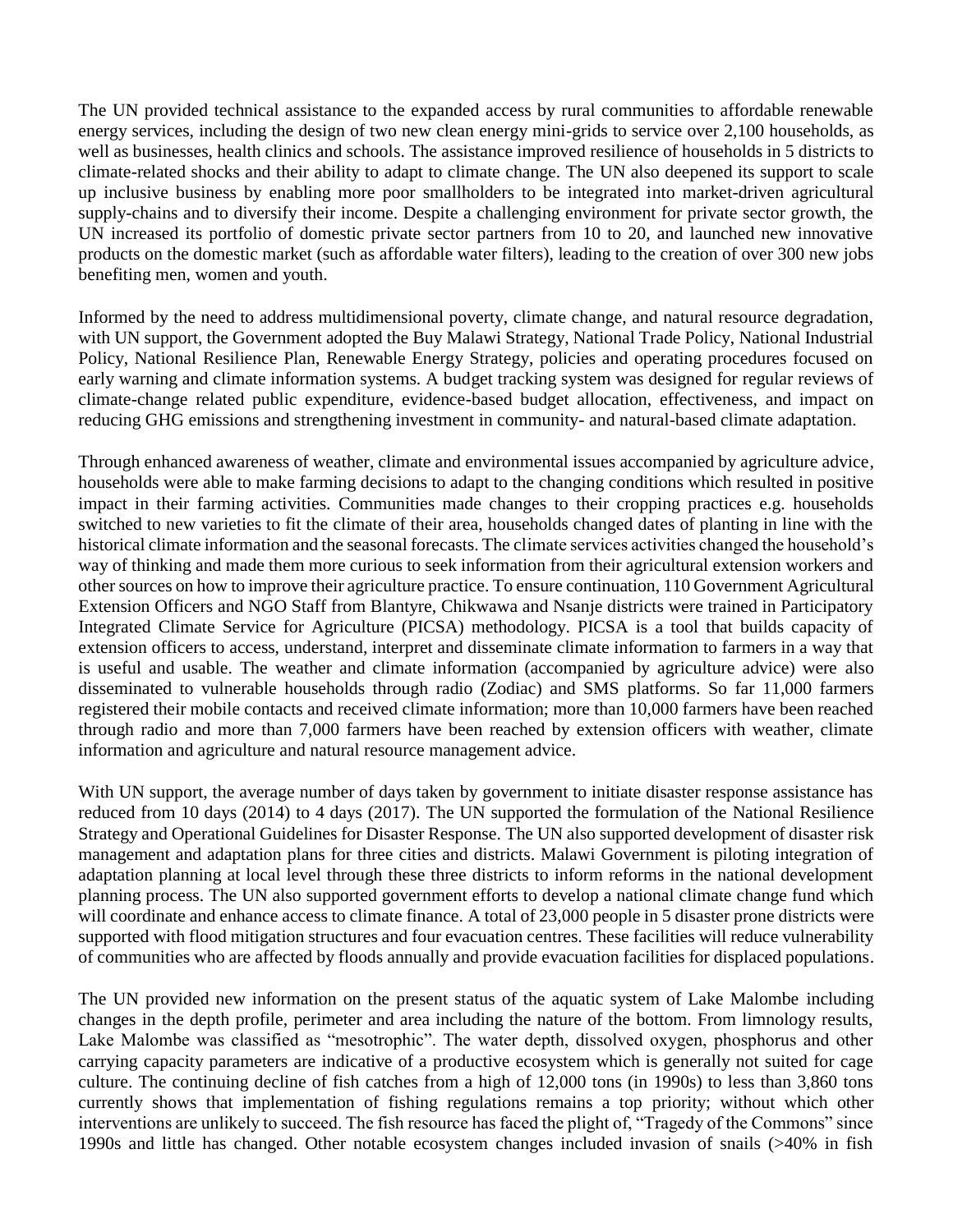The UN provided technical assistance to the expanded access by rural communities to affordable renewable energy services, including the design of two new clean energy mini-grids to service over 2,100 households, as well as businesses, health clinics and schools. The assistance improved resilience of households in 5 districts to climate-related shocks and their ability to adapt to climate change. The UN also deepened its support to scale up inclusive business by enabling more poor smallholders to be integrated into market-driven agricultural supply-chains and to diversify their income. Despite a challenging environment for private sector growth, the UN increased its portfolio of domestic private sector partners from 10 to 20, and launched new innovative products on the domestic market (such as affordable water filters), leading to the creation of over 300 new jobs benefiting men, women and youth.

Informed by the need to address multidimensional poverty, climate change, and natural resource degradation, with UN support, the Government adopted the Buy Malawi Strategy, National Trade Policy, National Industrial Policy, National Resilience Plan, Renewable Energy Strategy, policies and operating procedures focused on early warning and climate information systems. A budget tracking system was designed for regular reviews of climate-change related public expenditure, evidence-based budget allocation, effectiveness, and impact on reducing GHG emissions and strengthening investment in community- and natural-based climate adaptation.

Through enhanced awareness of weather, climate and environmental issues accompanied by agriculture advice, households were able to make farming decisions to adapt to the changing conditions which resulted in positive impact in their farming activities. Communities made changes to their cropping practices e.g. households switched to new varieties to fit the climate of their area, households changed dates of planting in line with the historical climate information and the seasonal forecasts. The climate services activities changed the household's way of thinking and made them more curious to seek information from their agricultural extension workers and other sources on how to improve their agriculture practice. To ensure continuation, 110 Government Agricultural Extension Officers and NGO Staff from Blantyre, Chikwawa and Nsanje districts were trained in Participatory Integrated Climate Service for Agriculture (PICSA) methodology. PICSA is a tool that builds capacity of extension officers to access, understand, interpret and disseminate climate information to farmers in a way that is useful and usable. The weather and climate information (accompanied by agriculture advice) were also disseminated to vulnerable households through radio (Zodiac) and SMS platforms. So far 11,000 farmers registered their mobile contacts and received climate information; more than 10,000 farmers have been reached through radio and more than 7,000 farmers have been reached by extension officers with weather, climate information and agriculture and natural resource management advice.

With UN support, the average number of days taken by government to initiate disaster response assistance has reduced from 10 days (2014) to 4 days (2017). The UN supported the formulation of the National Resilience Strategy and Operational Guidelines for Disaster Response. The UN also supported development of disaster risk management and adaptation plans for three cities and districts. Malawi Government is piloting integration of adaptation planning at local level through these three districts to inform reforms in the national development planning process. The UN also supported government efforts to develop a national climate change fund which will coordinate and enhance access to climate finance. A total of 23,000 people in 5 disaster prone districts were supported with flood mitigation structures and four evacuation centres. These facilities will reduce vulnerability of communities who are affected by floods annually and provide evacuation facilities for displaced populations.

The UN provided new information on the present status of the aquatic system of Lake Malombe including changes in the depth profile, perimeter and area including the nature of the bottom. From limnology results, Lake Malombe was classified as "mesotrophic". The water depth, dissolved oxygen, phosphorus and other carrying capacity parameters are indicative of a productive ecosystem which is generally not suited for cage culture. The continuing decline of fish catches from a high of 12,000 tons (in 1990s) to less than 3,860 tons currently shows that implementation of fishing regulations remains a top priority; without which other interventions are unlikely to succeed. The fish resource has faced the plight of, "Tragedy of the Commons" since 1990s and little has changed. Other notable ecosystem changes included invasion of snails (>40% in fish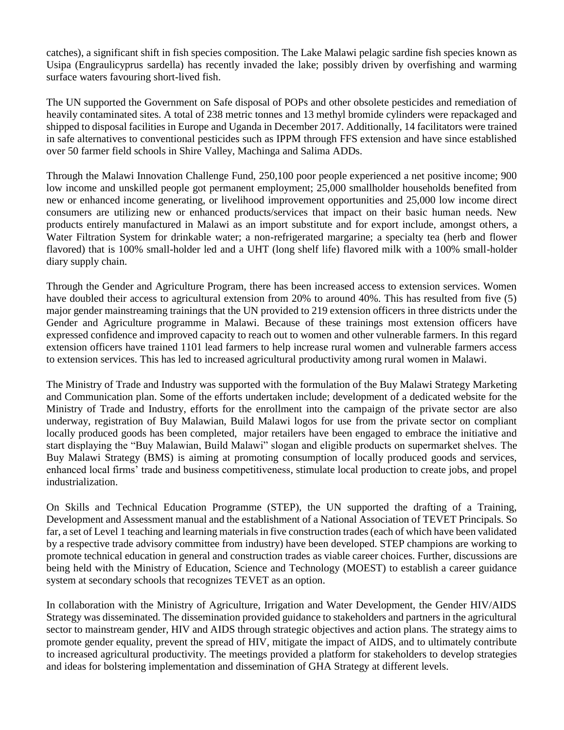catches), a significant shift in fish species composition. The Lake Malawi pelagic sardine fish species known as Usipa (Engraulicyprus sardella) has recently invaded the lake; possibly driven by overfishing and warming surface waters favouring short-lived fish.

The UN supported the Government on Safe disposal of POPs and other obsolete pesticides and remediation of heavily contaminated sites. A total of 238 metric tonnes and 13 methyl bromide cylinders were repackaged and shipped to disposal facilities in Europe and Uganda in December 2017. Additionally, 14 facilitators were trained in safe alternatives to conventional pesticides such as IPPM through FFS extension and have since established over 50 farmer field schools in Shire Valley, Machinga and Salima ADDs.

Through the Malawi Innovation Challenge Fund, 250,100 poor people experienced a net positive income; 900 low income and unskilled people got permanent employment; 25,000 smallholder households benefited from new or enhanced income generating, or livelihood improvement opportunities and 25,000 low income direct consumers are utilizing new or enhanced products/services that impact on their basic human needs. New products entirely manufactured in Malawi as an import substitute and for export include, amongst others, a Water Filtration System for drinkable water; a non-refrigerated margarine; a specialty tea (herb and flower flavored) that is 100% small-holder led and a UHT (long shelf life) flavored milk with a 100% small-holder diary supply chain.

Through the Gender and Agriculture Program, there has been increased access to extension services. Women have doubled their access to agricultural extension from 20% to around 40%. This has resulted from five (5) major gender mainstreaming trainings that the UN provided to 219 extension officers in three districts under the Gender and Agriculture programme in Malawi. Because of these trainings most extension officers have expressed confidence and improved capacity to reach out to women and other vulnerable farmers. In this regard extension officers have trained 1101 lead farmers to help increase rural women and vulnerable farmers access to extension services. This has led to increased agricultural productivity among rural women in Malawi.

The Ministry of Trade and Industry was supported with the formulation of the Buy Malawi Strategy Marketing and Communication plan. Some of the efforts undertaken include; development of a dedicated website for the Ministry of Trade and Industry, efforts for the enrollment into the campaign of the private sector are also underway, registration of Buy Malawian, Build Malawi logos for use from the private sector on compliant locally produced goods has been completed, major retailers have been engaged to embrace the initiative and start displaying the "Buy Malawian, Build Malawi" slogan and eligible products on supermarket shelves. The Buy Malawi Strategy (BMS) is aiming at promoting consumption of locally produced goods and services, enhanced local firms' trade and business competitiveness, stimulate local production to create jobs, and propel industrialization.

On Skills and Technical Education Programme (STEP), the UN supported the drafting of a Training, Development and Assessment manual and the establishment of a National Association of TEVET Principals. So far, a set of Level 1 teaching and learning materials in five construction trades (each of which have been validated by a respective trade advisory committee from industry) have been developed. STEP champions are working to promote technical education in general and construction trades as viable career choices. Further, discussions are being held with the Ministry of Education, Science and Technology (MOEST) to establish a career guidance system at secondary schools that recognizes TEVET as an option.

In collaboration with the Ministry of Agriculture, Irrigation and Water Development, the Gender HIV/AIDS Strategy was disseminated. The dissemination provided guidance to stakeholders and partners in the agricultural sector to mainstream gender, HIV and AIDS through strategic objectives and action plans. The strategy aims to promote gender equality, prevent the spread of HIV, mitigate the impact of AIDS, and to ultimately contribute to increased agricultural productivity. The meetings provided a platform for stakeholders to develop strategies and ideas for bolstering implementation and dissemination of GHA Strategy at different levels.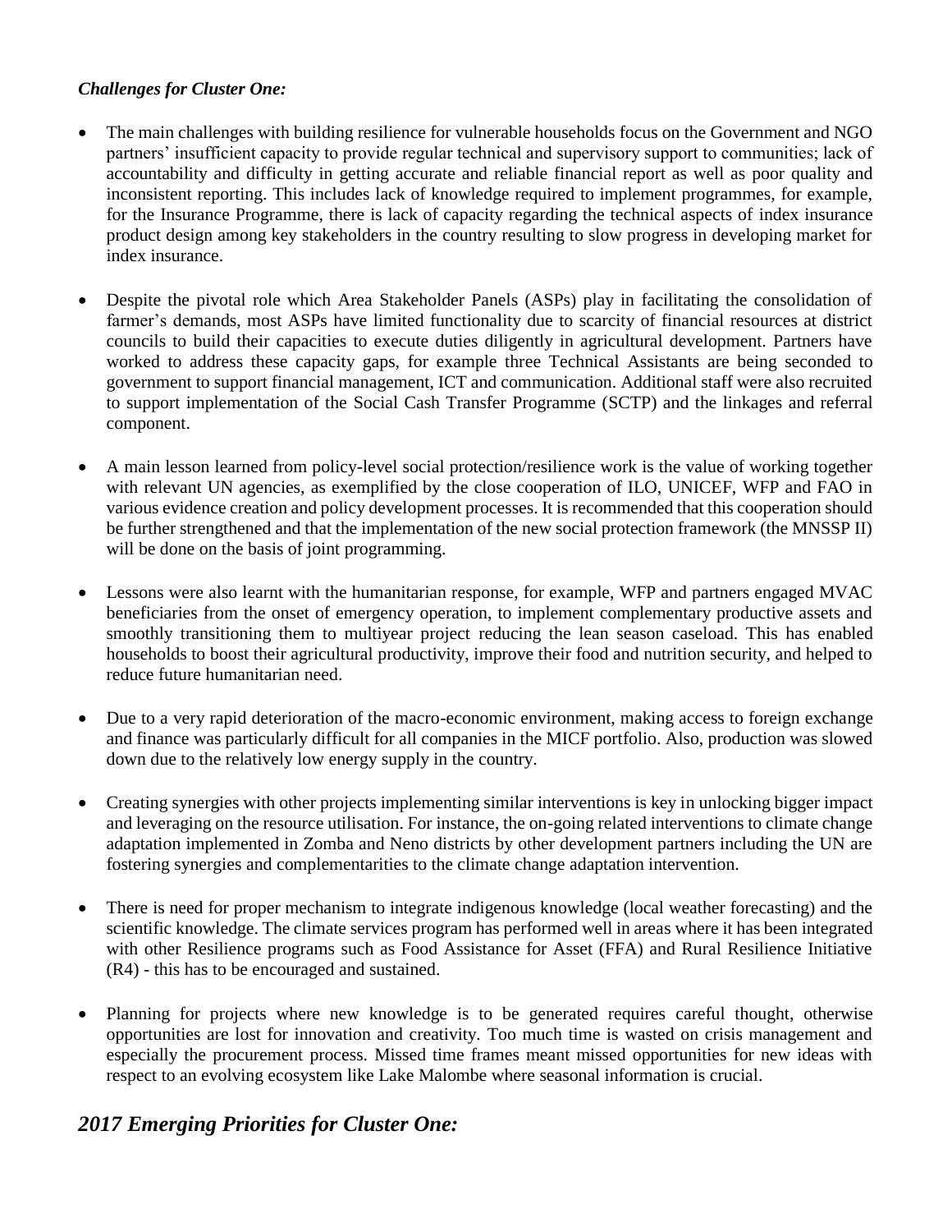***Challenges for Cluster One:***

- The main challenges with building resilience for vulnerable households focus on the Government and NGO partners' insufficient capacity to provide regular technical and supervisory support to communities; lack of accountability and difficulty in getting accurate and reliable financial report as well as poor quality and inconsistent reporting. This includes lack of knowledge required to implement programmes, for example, for the Insurance Programme, there is lack of capacity regarding the technical aspects of index insurance product design among key stakeholders in the country resulting to slow progress in developing market for index insurance.

- Despite the pivotal role which Area Stakeholder Panels (ASPs) play in facilitating the consolidation of farmer's demands, most ASPs have limited functionality due to scarcity of financial resources at district councils to build their capacities to execute duties diligently in agricultural development. Partners have worked to address these capacity gaps, for example three Technical Assistants are being seconded to government to support financial management, ICT and communication. Additional staff were also recruited to support implementation of the Social Cash Transfer Programme (SCTP) and the linkages and referral component.

- A main lesson learned from policy-level social protection/resilience work is the value of working together with relevant UN agencies, as exemplified by the close cooperation of ILO, UNICEF, WFP and FAO in various evidence creation and policy development processes. It is recommended that this cooperation should be further strengthened and that the implementation of the new social protection framework (the MNSSP II) will be done on the basis of joint programming.

- Lessons were also learnt with the humanitarian response, for example, WFP and partners engaged MVAC beneficiaries from the onset of emergency operation, to implement complementary productive assets and smoothly transitioning them to multiyear project reducing the lean season caseload. This has enabled households to boost their agricultural productivity, improve their food and nutrition security, and helped to reduce future humanitarian need.

- Due to a very rapid deterioration of the macro-economic environment, making access to foreign exchange and finance was particularly difficult for all companies in the MICF portfolio. Also, production was slowed down due to the relatively low energy supply in the country.

- Creating synergies with other projects implementing similar interventions is key in unlocking bigger impact and leveraging on the resource utilisation. For instance, the on-going related interventions to climate change adaptation implemented in Zomba and Neno districts by other development partners including the UN are fostering synergies and complementarities to the climate change adaptation intervention.

- There is need for proper mechanism to integrate indigenous knowledge (local weather forecasting) and the scientific knowledge. The climate services program has performed well in areas where it has been integrated with other Resilience programs such as Food Assistance for Asset (FFA) and Rural Resilience Initiative (R4) - this has to be encouraged and sustained.

- Planning for projects where new knowledge is to be generated requires careful thought, otherwise opportunities are lost for innovation and creativity. Too much time is wasted on crisis management and especially the procurement process. Missed time frames meant missed opportunities for new ideas with respect to an evolving ecosystem like Lake Malombe where seasonal information is crucial.

## *2017 Emerging Priorities for Cluster One:*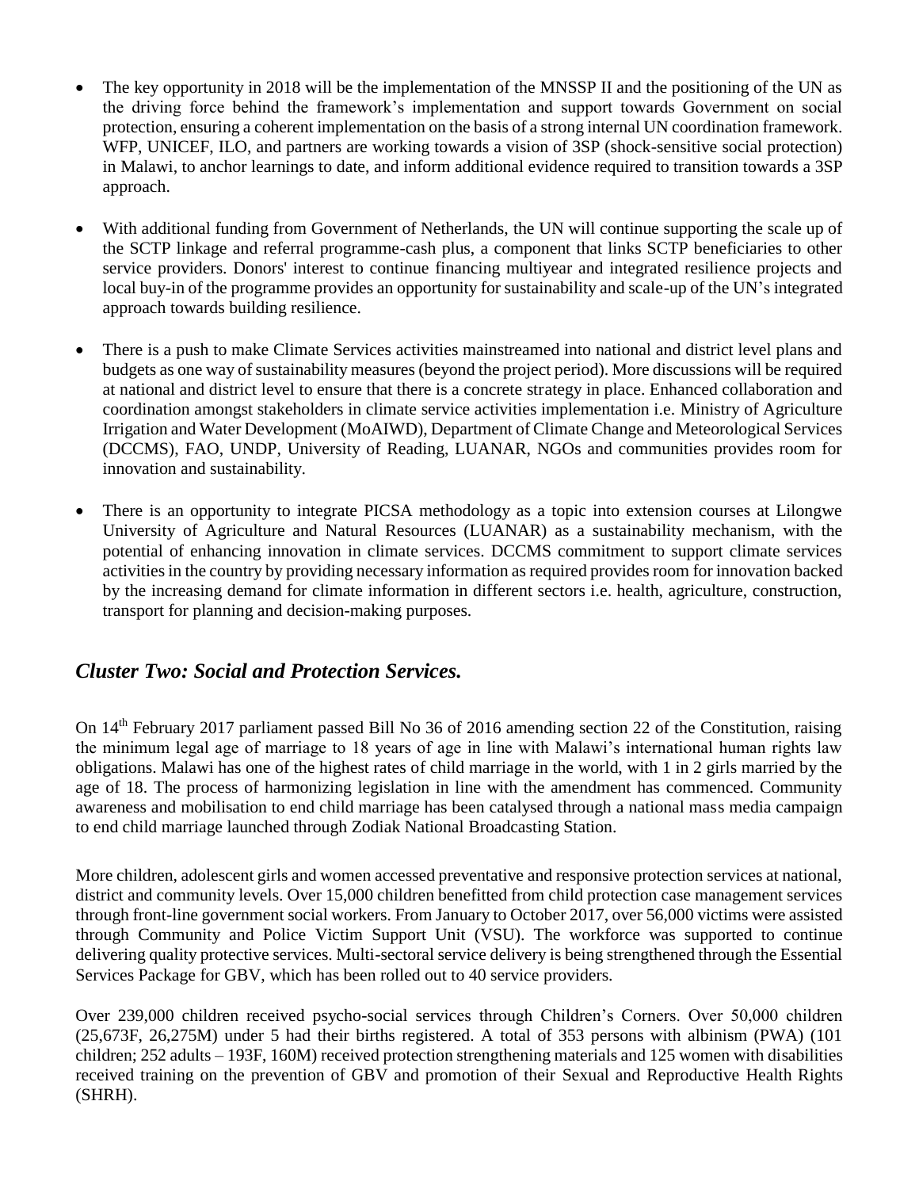- The key opportunity in 2018 will be the implementation of the MNSSP II and the positioning of the UN as the driving force behind the framework's implementation and support towards Government on social protection, ensuring a coherent implementation on the basis of a strong internal UN coordination framework. WFP, UNICEF, ILO, and partners are working towards a vision of 3SP (shock-sensitive social protection) in Malawi, to anchor learnings to date, and inform additional evidence required to transition towards a 3SP approach.

- With additional funding from Government of Netherlands, the UN will continue supporting the scale up of the SCTP linkage and referral programme-cash plus, a component that links SCTP beneficiaries to other service providers. Donors' interest to continue financing multiyear and integrated resilience projects and local buy-in of the programme provides an opportunity for sustainability and scale-up of the UN's integrated approach towards building resilience.

- There is a push to make Climate Services activities mainstreamed into national and district level plans and budgets as one way of sustainability measures (beyond the project period). More discussions will be required at national and district level to ensure that there is a concrete strategy in place. Enhanced collaboration and coordination amongst stakeholders in climate service activities implementation i.e. Ministry of Agriculture Irrigation and Water Development (MoAIWD), Department of Climate Change and Meteorological Services (DCCMS), FAO, UNDP, University of Reading, LUANAR, NGOs and communities provides room for innovation and sustainability.

- There is an opportunity to integrate PICSA methodology as a topic into extension courses at Lilongwe University of Agriculture and Natural Resources (LUANAR) as a sustainability mechanism, with the potential of enhancing innovation in climate services. DCCMS commitment to support climate services activities in the country by providing necessary information as required provides room for innovation backed by the increasing demand for climate information in different sectors i.e. health, agriculture, construction, transport for planning and decision-making purposes.

## *Cluster Two: Social and Protection Services.*

On 14th February 2017 parliament passed Bill No 36 of 2016 amending section 22 of the Constitution, raising the minimum legal age of marriage to 18 years of age in line with Malawi's international human rights law obligations. Malawi has one of the highest rates of child marriage in the world, with 1 in 2 girls married by the age of 18. The process of harmonizing legislation in line with the amendment has commenced. Community awareness and mobilisation to end child marriage has been catalysed through a national mass media campaign to end child marriage launched through Zodiak National Broadcasting Station.

More children, adolescent girls and women accessed preventative and responsive protection services at national, district and community levels. Over 15,000 children benefitted from child protection case management services through front-line government social workers. From January to October 2017, over 56,000 victims were assisted through Community and Police Victim Support Unit (VSU). The workforce was supported to continue delivering quality protective services. Multi-sectoral service delivery is being strengthened through the Essential Services Package for GBV, which has been rolled out to 40 service providers.

Over 239,000 children received psycho-social services through Children's Corners. Over 50,000 children (25,673F, 26,275M) under 5 had their births registered. A total of 353 persons with albinism (PWA) (101 children; 252 adults – 193F, 160M) received protection strengthening materials and 125 women with disabilities received training on the prevention of GBV and promotion of their Sexual and Reproductive Health Rights (SHRH).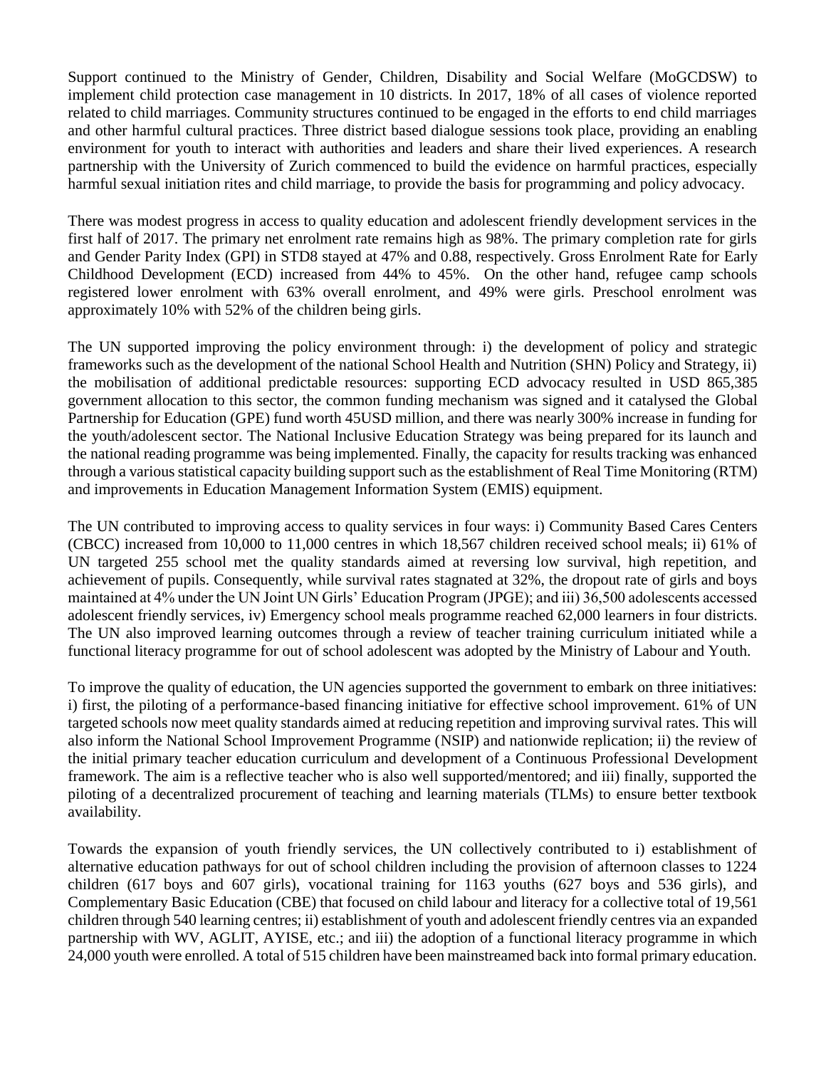Support continued to the Ministry of Gender, Children, Disability and Social Welfare (MoGCDSW) to implement child protection case management in 10 districts. In 2017, 18% of all cases of violence reported related to child marriages. Community structures continued to be engaged in the efforts to end child marriages and other harmful cultural practices. Three district based dialogue sessions took place, providing an enabling environment for youth to interact with authorities and leaders and share their lived experiences. A research partnership with the University of Zurich commenced to build the evidence on harmful practices, especially harmful sexual initiation rites and child marriage, to provide the basis for programming and policy advocacy.

There was modest progress in access to quality education and adolescent friendly development services in the first half of 2017. The primary net enrolment rate remains high as 98%. The primary completion rate for girls and Gender Parity Index (GPI) in STD8 stayed at 47% and 0.88, respectively. Gross Enrolment Rate for Early Childhood Development (ECD) increased from 44% to 45%. On the other hand, refugee camp schools registered lower enrolment with 63% overall enrolment, and 49% were girls. Preschool enrolment was approximately 10% with 52% of the children being girls.

The UN supported improving the policy environment through: i) the development of policy and strategic frameworks such as the development of the national School Health and Nutrition (SHN) Policy and Strategy, ii) the mobilisation of additional predictable resources: supporting ECD advocacy resulted in USD 865,385 government allocation to this sector, the common funding mechanism was signed and it catalysed the Global Partnership for Education (GPE) fund worth 45USD million, and there was nearly 300% increase in funding for the youth/adolescent sector. The National Inclusive Education Strategy was being prepared for its launch and the national reading programme was being implemented. Finally, the capacity for results tracking was enhanced through a various statistical capacity building support such as the establishment of Real Time Monitoring (RTM) and improvements in Education Management Information System (EMIS) equipment.

The UN contributed to improving access to quality services in four ways: i) Community Based Cares Centers (CBCC) increased from 10,000 to 11,000 centres in which 18,567 children received school meals; ii) 61% of UN targeted 255 school met the quality standards aimed at reversing low survival, high repetition, and achievement of pupils. Consequently, while survival rates stagnated at 32%, the dropout rate of girls and boys maintained at 4% under the UN Joint UN Girls' Education Program (JPGE); and iii) 36,500 adolescents accessed adolescent friendly services, iv) Emergency school meals programme reached 62,000 learners in four districts. The UN also improved learning outcomes through a review of teacher training curriculum initiated while a functional literacy programme for out of school adolescent was adopted by the Ministry of Labour and Youth.

To improve the quality of education, the UN agencies supported the government to embark on three initiatives: i) first, the piloting of a performance-based financing initiative for effective school improvement. 61% of UN targeted schools now meet quality standards aimed at reducing repetition and improving survival rates. This will also inform the National School Improvement Programme (NSIP) and nationwide replication; ii) the review of the initial primary teacher education curriculum and development of a Continuous Professional Development framework. The aim is a reflective teacher who is also well supported/mentored; and iii) finally, supported the piloting of a decentralized procurement of teaching and learning materials (TLMs) to ensure better textbook availability.

Towards the expansion of youth friendly services, the UN collectively contributed to i) establishment of alternative education pathways for out of school children including the provision of afternoon classes to 1224 children (617 boys and 607 girls), vocational training for 1163 youths (627 boys and 536 girls), and Complementary Basic Education (CBE) that focused on child labour and literacy for a collective total of 19,561 children through 540 learning centres; ii) establishment of youth and adolescent friendly centres via an expanded partnership with WV, AGLIT, AYISE, etc.; and iii) the adoption of a functional literacy programme in which 24,000 youth were enrolled. A total of 515 children have been mainstreamed back into formal primary education.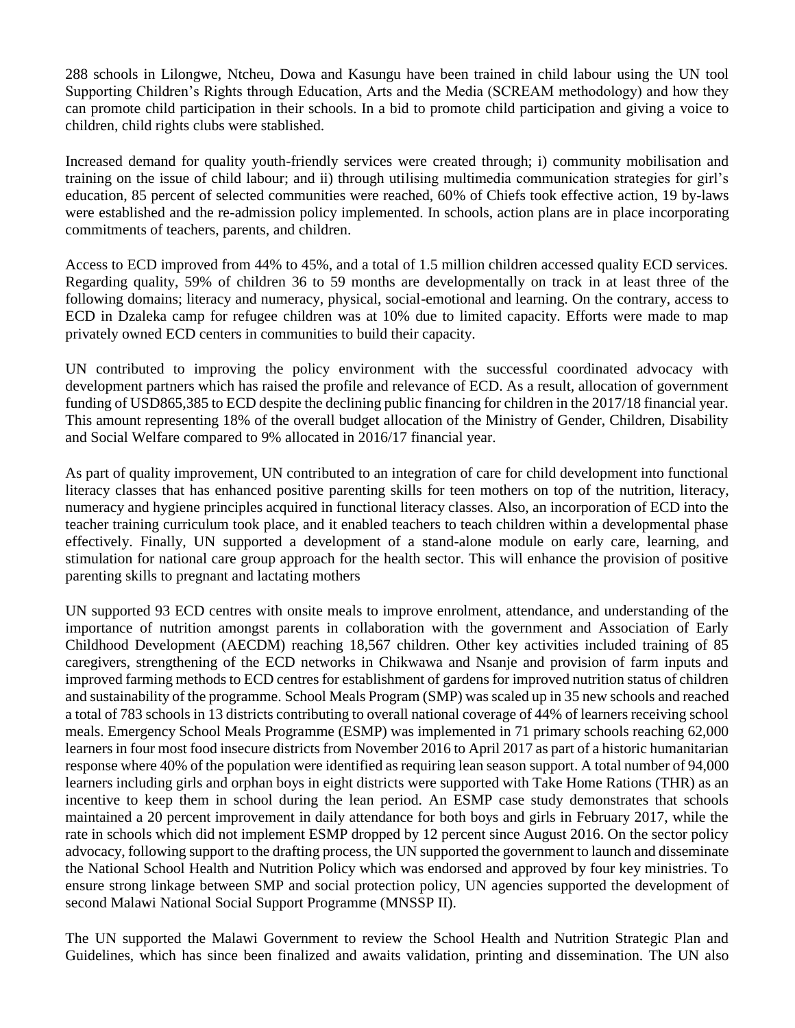288 schools in Lilongwe, Ntcheu, Dowa and Kasungu have been trained in child labour using the UN tool Supporting Children's Rights through Education, Arts and the Media (SCREAM methodology) and how they can promote child participation in their schools. In a bid to promote child participation and giving a voice to children, child rights clubs were stablished.

Increased demand for quality youth-friendly services were created through; i) community mobilisation and training on the issue of child labour; and ii) through utilising multimedia communication strategies for girl's education, 85 percent of selected communities were reached, 60% of Chiefs took effective action, 19 by-laws were established and the re-admission policy implemented. In schools, action plans are in place incorporating commitments of teachers, parents, and children.

Access to ECD improved from 44% to 45%, and a total of 1.5 million children accessed quality ECD services. Regarding quality, 59% of children 36 to 59 months are developmentally on track in at least three of the following domains; literacy and numeracy, physical, social-emotional and learning. On the contrary, access to ECD in Dzaleka camp for refugee children was at 10% due to limited capacity. Efforts were made to map privately owned ECD centers in communities to build their capacity.

UN contributed to improving the policy environment with the successful coordinated advocacy with development partners which has raised the profile and relevance of ECD. As a result, allocation of government funding of USD865,385 to ECD despite the declining public financing for children in the 2017/18 financial year. This amount representing 18% of the overall budget allocation of the Ministry of Gender, Children, Disability and Social Welfare compared to 9% allocated in 2016/17 financial year.

As part of quality improvement, UN contributed to an integration of care for child development into functional literacy classes that has enhanced positive parenting skills for teen mothers on top of the nutrition, literacy, numeracy and hygiene principles acquired in functional literacy classes. Also, an incorporation of ECD into the teacher training curriculum took place, and it enabled teachers to teach children within a developmental phase effectively. Finally, UN supported a development of a stand-alone module on early care, learning, and stimulation for national care group approach for the health sector. This will enhance the provision of positive parenting skills to pregnant and lactating mothers

UN supported 93 ECD centres with onsite meals to improve enrolment, attendance, and understanding of the importance of nutrition amongst parents in collaboration with the government and Association of Early Childhood Development (AECDM) reaching 18,567 children. Other key activities included training of 85 caregivers, strengthening of the ECD networks in Chikwawa and Nsanje and provision of farm inputs and improved farming methods to ECD centres for establishment of gardens for improved nutrition status of children and sustainability of the programme. School Meals Program (SMP) was scaled up in 35 new schools and reached a total of 783 schools in 13 districts contributing to overall national coverage of 44% of learners receiving school meals. Emergency School Meals Programme (ESMP) was implemented in 71 primary schools reaching 62,000 learners in four most food insecure districts from November 2016 to April 2017 as part of a historic humanitarian response where 40% of the population were identified as requiring lean season support. A total number of 94,000 learners including girls and orphan boys in eight districts were supported with Take Home Rations (THR) as an incentive to keep them in school during the lean period. An ESMP case study demonstrates that schools maintained a 20 percent improvement in daily attendance for both boys and girls in February 2017, while the rate in schools which did not implement ESMP dropped by 12 percent since August 2016. On the sector policy advocacy, following support to the drafting process, the UN supported the government to launch and disseminate the National School Health and Nutrition Policy which was endorsed and approved by four key ministries. To ensure strong linkage between SMP and social protection policy, UN agencies supported the development of second Malawi National Social Support Programme (MNSSP II).

The UN supported the Malawi Government to review the School Health and Nutrition Strategic Plan and Guidelines, which has since been finalized and awaits validation, printing and dissemination. The UN also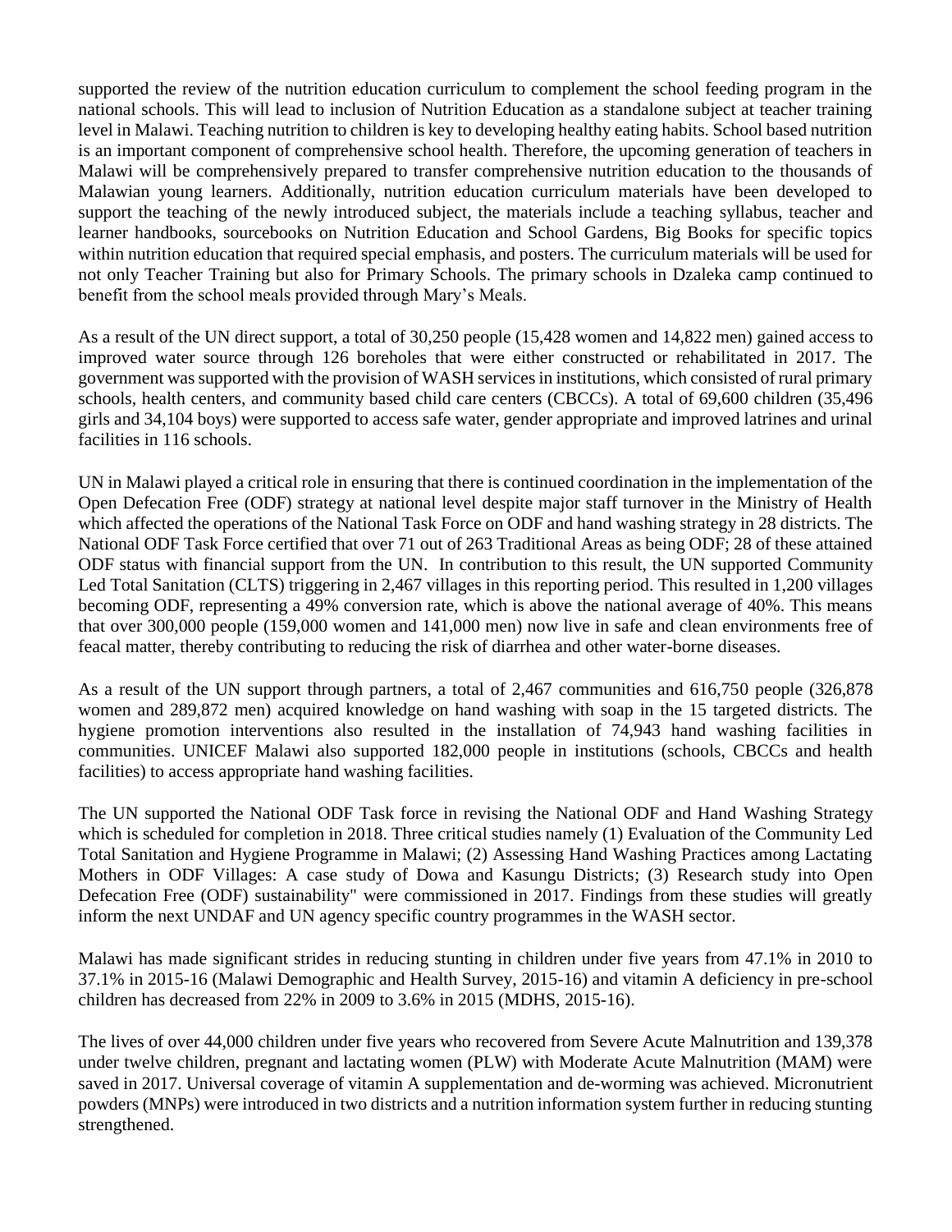supported the review of the nutrition education curriculum to complement the school feeding program in the national schools. This will lead to inclusion of Nutrition Education as a standalone subject at teacher training level in Malawi. Teaching nutrition to children is key to developing healthy eating habits. School based nutrition is an important component of comprehensive school health. Therefore, the upcoming generation of teachers in Malawi will be comprehensively prepared to transfer comprehensive nutrition education to the thousands of Malawian young learners. Additionally, nutrition education curriculum materials have been developed to support the teaching of the newly introduced subject, the materials include a teaching syllabus, teacher and learner handbooks, sourcebooks on Nutrition Education and School Gardens, Big Books for specific topics within nutrition education that required special emphasis, and posters. The curriculum materials will be used for not only Teacher Training but also for Primary Schools. The primary schools in Dzaleka camp continued to benefit from the school meals provided through Mary's Meals.

As a result of the UN direct support, a total of 30,250 people (15,428 women and 14,822 men) gained access to improved water source through 126 boreholes that were either constructed or rehabilitated in 2017. The government was supported with the provision of WASH services in institutions, which consisted of rural primary schools, health centers, and community based child care centers (CBCCs). A total of 69,600 children (35,496 girls and 34,104 boys) were supported to access safe water, gender appropriate and improved latrines and urinal facilities in 116 schools.

UN in Malawi played a critical role in ensuring that there is continued coordination in the implementation of the Open Defecation Free (ODF) strategy at national level despite major staff turnover in the Ministry of Health which affected the operations of the National Task Force on ODF and hand washing strategy in 28 districts. The National ODF Task Force certified that over 71 out of 263 Traditional Areas as being ODF; 28 of these attained ODF status with financial support from the UN. In contribution to this result, the UN supported Community Led Total Sanitation (CLTS) triggering in 2,467 villages in this reporting period. This resulted in 1,200 villages becoming ODF, representing a 49% conversion rate, which is above the national average of 40%. This means that over 300,000 people (159,000 women and 141,000 men) now live in safe and clean environments free of feacal matter, thereby contributing to reducing the risk of diarrhea and other water-borne diseases.

As a result of the UN support through partners, a total of 2,467 communities and 616,750 people (326,878 women and 289,872 men) acquired knowledge on hand washing with soap in the 15 targeted districts. The hygiene promotion interventions also resulted in the installation of 74,943 hand washing facilities in communities. UNICEF Malawi also supported 182,000 people in institutions (schools, CBCCs and health facilities) to access appropriate hand washing facilities.

The UN supported the National ODF Task force in revising the National ODF and Hand Washing Strategy which is scheduled for completion in 2018. Three critical studies namely (1) Evaluation of the Community Led Total Sanitation and Hygiene Programme in Malawi; (2) Assessing Hand Washing Practices among Lactating Mothers in ODF Villages: A case study of Dowa and Kasungu Districts; (3) Research study into Open Defecation Free (ODF) sustainability" were commissioned in 2017. Findings from these studies will greatly inform the next UNDAF and UN agency specific country programmes in the WASH sector.

Malawi has made significant strides in reducing stunting in children under five years from 47.1% in 2010 to 37.1% in 2015-16 (Malawi Demographic and Health Survey, 2015-16) and vitamin A deficiency in pre-school children has decreased from 22% in 2009 to 3.6% in 2015 (MDHS, 2015-16).

The lives of over 44,000 children under five years who recovered from Severe Acute Malnutrition and 139,378 under twelve children, pregnant and lactating women (PLW) with Moderate Acute Malnutrition (MAM) were saved in 2017. Universal coverage of vitamin A supplementation and de-worming was achieved. Micronutrient powders (MNPs) were introduced in two districts and a nutrition information system further in reducing stunting strengthened.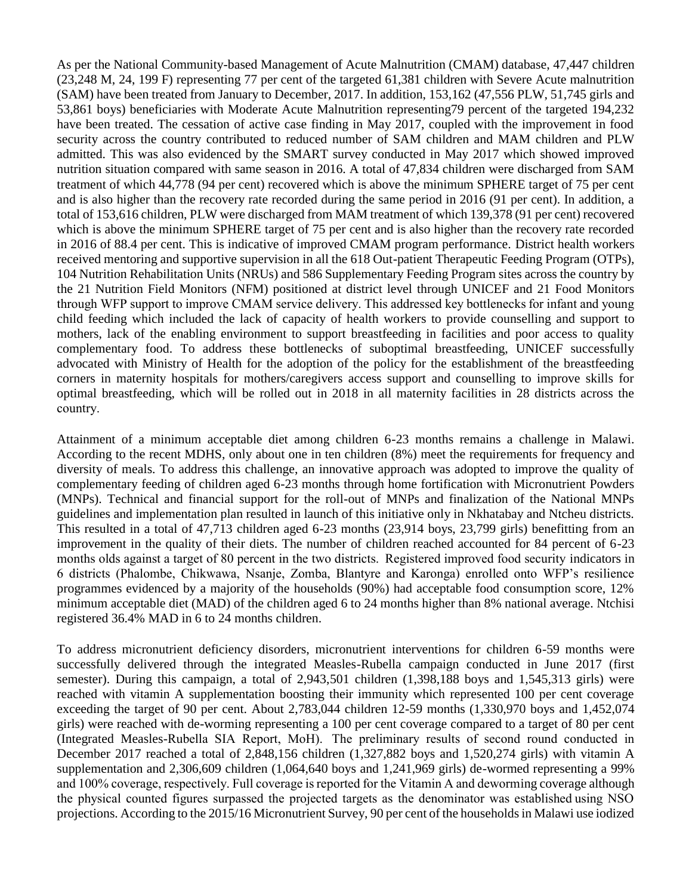As per the National Community-based Management of Acute Malnutrition (CMAM) database, 47,447 children (23,248 M, 24, 199 F) representing 77 per cent of the targeted 61,381 children with Severe Acute malnutrition (SAM) have been treated from January to December, 2017. In addition, 153,162 (47,556 PLW, 51,745 girls and 53,861 boys) beneficiaries with Moderate Acute Malnutrition representing79 percent of the targeted 194,232 have been treated. The cessation of active case finding in May 2017, coupled with the improvement in food security across the country contributed to reduced number of SAM children and MAM children and PLW admitted. This was also evidenced by the SMART survey conducted in May 2017 which showed improved nutrition situation compared with same season in 2016. A total of 47,834 children were discharged from SAM treatment of which 44,778 (94 per cent) recovered which is above the minimum SPHERE target of 75 per cent and is also higher than the recovery rate recorded during the same period in 2016 (91 per cent). In addition, a total of 153,616 children, PLW were discharged from MAM treatment of which 139,378 (91 per cent) recovered which is above the minimum SPHERE target of 75 per cent and is also higher than the recovery rate recorded in 2016 of 88.4 per cent. This is indicative of improved CMAM program performance. District health workers received mentoring and supportive supervision in all the 618 Out-patient Therapeutic Feeding Program (OTPs), 104 Nutrition Rehabilitation Units (NRUs) and 586 Supplementary Feeding Program sites across the country by the 21 Nutrition Field Monitors (NFM) positioned at district level through UNICEF and 21 Food Monitors through WFP support to improve CMAM service delivery. This addressed key bottlenecks for infant and young child feeding which included the lack of capacity of health workers to provide counselling and support to mothers, lack of the enabling environment to support breastfeeding in facilities and poor access to quality complementary food. To address these bottlenecks of suboptimal breastfeeding, UNICEF successfully advocated with Ministry of Health for the adoption of the policy for the establishment of the breastfeeding corners in maternity hospitals for mothers/caregivers access support and counselling to improve skills for optimal breastfeeding, which will be rolled out in 2018 in all maternity facilities in 28 districts across the country.

Attainment of a minimum acceptable diet among children 6-23 months remains a challenge in Malawi. According to the recent MDHS, only about one in ten children (8%) meet the requirements for frequency and diversity of meals. To address this challenge, an innovative approach was adopted to improve the quality of complementary feeding of children aged 6-23 months through home fortification with Micronutrient Powders (MNPs). Technical and financial support for the roll-out of MNPs and finalization of the National MNPs guidelines and implementation plan resulted in launch of this initiative only in Nkhatabay and Ntcheu districts. This resulted in a total of 47,713 children aged 6-23 months (23,914 boys, 23,799 girls) benefitting from an improvement in the quality of their diets. The number of children reached accounted for 84 percent of 6-23 months olds against a target of 80 percent in the two districts. Registered improved food security indicators in 6 districts (Phalombe, Chikwawa, Nsanje, Zomba, Blantyre and Karonga) enrolled onto WFP's resilience programmes evidenced by a majority of the households (90%) had acceptable food consumption score, 12% minimum acceptable diet (MAD) of the children aged 6 to 24 months higher than 8% national average. Ntchisi registered 36.4% MAD in 6 to 24 months children.

To address micronutrient deficiency disorders, micronutrient interventions for children 6-59 months were successfully delivered through the integrated Measles-Rubella campaign conducted in June 2017 (first semester). During this campaign, a total of 2,943,501 children (1,398,188 boys and 1,545,313 girls) were reached with vitamin A supplementation boosting their immunity which represented 100 per cent coverage exceeding the target of 90 per cent. About 2,783,044 children 12-59 months (1,330,970 boys and 1,452,074 girls) were reached with de-worming representing a 100 per cent coverage compared to a target of 80 per cent (Integrated Measles-Rubella SIA Report, MoH). The preliminary results of second round conducted in December 2017 reached a total of 2,848,156 children (1,327,882 boys and 1,520,274 girls) with vitamin A supplementation and 2,306,609 children (1,064,640 boys and 1,241,969 girls) de-wormed representing a 99% and 100% coverage, respectively. Full coverage is reported for the Vitamin A and deworming coverage although the physical counted figures surpassed the projected targets as the denominator was established using NSO projections. According to the 2015/16 Micronutrient Survey, 90 per cent of the households in Malawi use iodized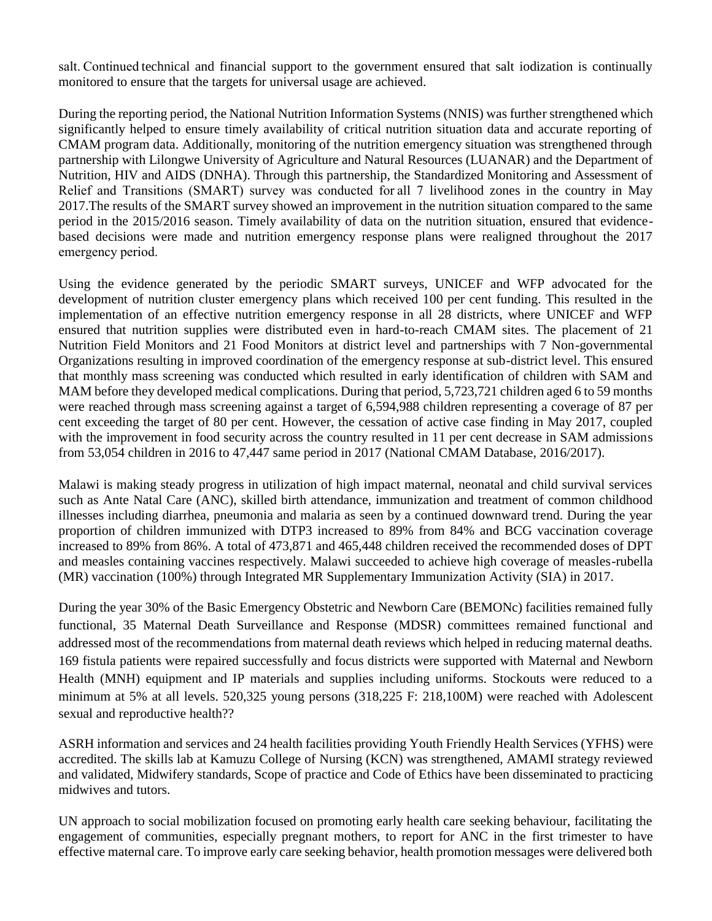salt. Continued technical and financial support to the government ensured that salt iodization is continually monitored to ensure that the targets for universal usage are achieved.

During the reporting period, the National Nutrition Information Systems (NNIS) was further strengthened which significantly helped to ensure timely availability of critical nutrition situation data and accurate reporting of CMAM program data. Additionally, monitoring of the nutrition emergency situation was strengthened through partnership with Lilongwe University of Agriculture and Natural Resources (LUANAR) and the Department of Nutrition, HIV and AIDS (DNHA). Through this partnership, the Standardized Monitoring and Assessment of Relief and Transitions (SMART) survey was conducted for all 7 livelihood zones in the country in May 2017.The results of the SMART survey showed an improvement in the nutrition situation compared to the same period in the 2015/2016 season. Timely availability of data on the nutrition situation, ensured that evidence-based decisions were made and nutrition emergency response plans were realigned throughout the 2017 emergency period.

Using the evidence generated by the periodic SMART surveys, UNICEF and WFP advocated for the development of nutrition cluster emergency plans which received 100 per cent funding. This resulted in the implementation of an effective nutrition emergency response in all 28 districts, where UNICEF and WFP ensured that nutrition supplies were distributed even in hard-to-reach CMAM sites. The placement of 21 Nutrition Field Monitors and 21 Food Monitors at district level and partnerships with 7 Non-governmental Organizations resulting in improved coordination of the emergency response at sub-district level. This ensured that monthly mass screening was conducted which resulted in early identification of children with SAM and MAM before they developed medical complications. During that period, 5,723,721 children aged 6 to 59 months were reached through mass screening against a target of 6,594,988 children representing a coverage of 87 per cent exceeding the target of 80 per cent. However, the cessation of active case finding in May 2017, coupled with the improvement in food security across the country resulted in 11 per cent decrease in SAM admissions from 53,054 children in 2016 to 47,447 same period in 2017 (National CMAM Database, 2016/2017).

Malawi is making steady progress in utilization of high impact maternal, neonatal and child survival services such as Ante Natal Care (ANC), skilled birth attendance, immunization and treatment of common childhood illnesses including diarrhea, pneumonia and malaria as seen by a continued downward trend. During the year proportion of children immunized with DTP3 increased to 89% from 84% and BCG vaccination coverage increased to 89% from 86%. A total of 473,871 and 465,448 children received the recommended doses of DPT and measles containing vaccines respectively. Malawi succeeded to achieve high coverage of measles-rubella (MR) vaccination (100%) through Integrated MR Supplementary Immunization Activity (SIA) in 2017.

During the year 30% of the Basic Emergency Obstetric and Newborn Care (BEMONc) facilities remained fully functional, 35 Maternal Death Surveillance and Response (MDSR) committees remained functional and addressed most of the recommendations from maternal death reviews which helped in reducing maternal deaths. 169 fistula patients were repaired successfully and focus districts were supported with Maternal and Newborn Health (MNH) equipment and IP materials and supplies including uniforms. Stockouts were reduced to a minimum at 5% at all levels. 520,325 young persons (318,225 F: 218,100M) were reached with Adolescent sexual and reproductive health??

ASRH information and services and 24 health facilities providing Youth Friendly Health Services (YFHS) were accredited. The skills lab at Kamuzu College of Nursing (KCN) was strengthened, AMAMI strategy reviewed and validated, Midwifery standards, Scope of practice and Code of Ethics have been disseminated to practicing midwives and tutors.

UN approach to social mobilization focused on promoting early health care seeking behaviour, facilitating the engagement of communities, especially pregnant mothers, to report for ANC in the first trimester to have effective maternal care. To improve early care seeking behavior, health promotion messages were delivered both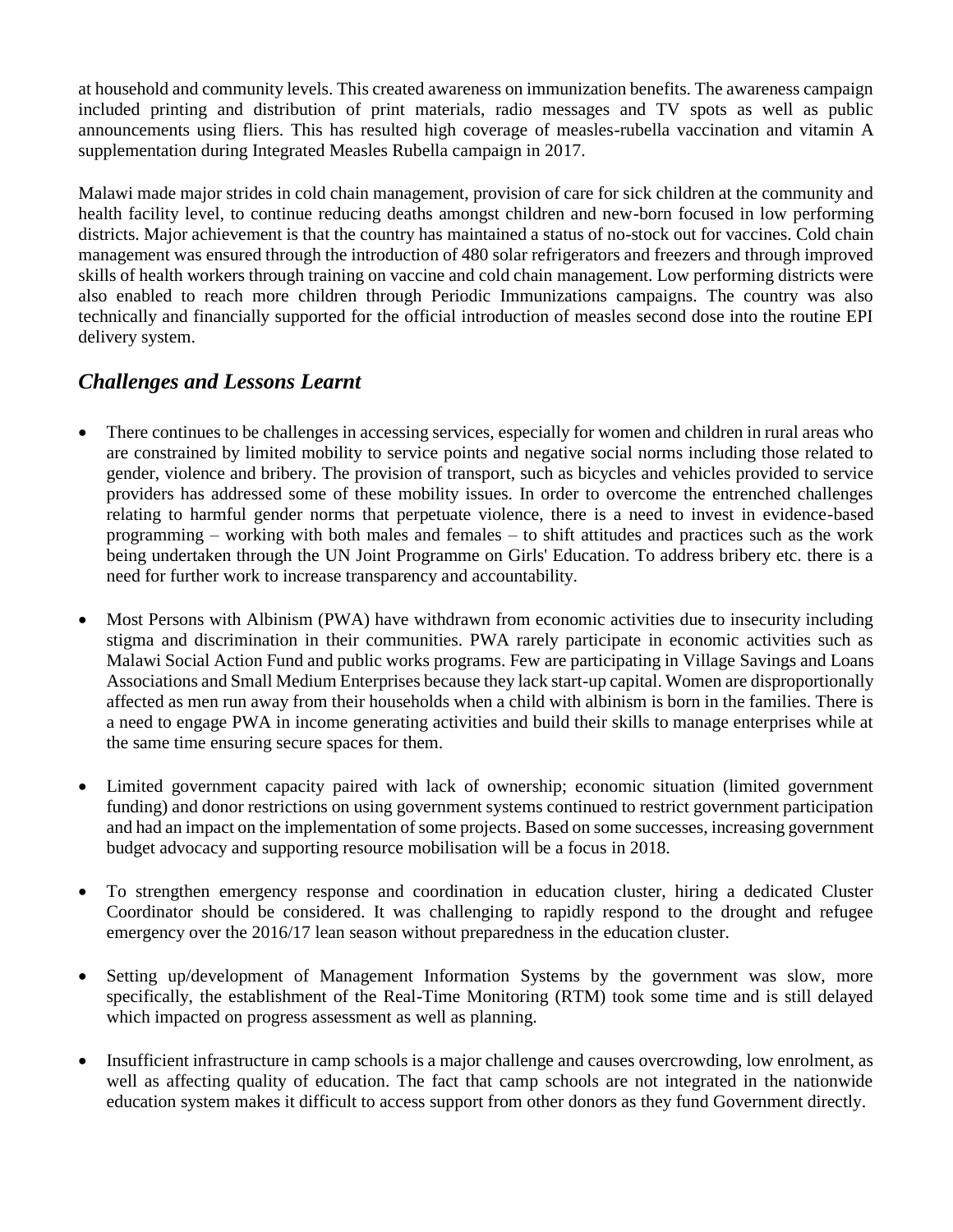at household and community levels. This created awareness on immunization benefits. The awareness campaign included printing and distribution of print materials, radio messages and TV spots as well as public announcements using fliers. This has resulted high coverage of measles-rubella vaccination and vitamin A supplementation during Integrated Measles Rubella campaign in 2017.

Malawi made major strides in cold chain management, provision of care for sick children at the community and health facility level, to continue reducing deaths amongst children and new-born focused in low performing districts. Major achievement is that the country has maintained a status of no-stock out for vaccines. Cold chain management was ensured through the introduction of 480 solar refrigerators and freezers and through improved skills of health workers through training on vaccine and cold chain management. Low performing districts were also enabled to reach more children through Periodic Immunizations campaigns. The country was also technically and financially supported for the official introduction of measles second dose into the routine EPI delivery system.

## *Challenges and Lessons Learnt*

- There continues to be challenges in accessing services, especially for women and children in rural areas who are constrained by limited mobility to service points and negative social norms including those related to gender, violence and bribery. The provision of transport, such as bicycles and vehicles provided to service providers has addressed some of these mobility issues. In order to overcome the entrenched challenges relating to harmful gender norms that perpetuate violence, there is a need to invest in evidence-based programming – working with both males and females – to shift attitudes and practices such as the work being undertaken through the UN Joint Programme on Girls' Education. To address bribery etc. there is a need for further work to increase transparency and accountability.

- Most Persons with Albinism (PWA) have withdrawn from economic activities due to insecurity including stigma and discrimination in their communities. PWA rarely participate in economic activities such as Malawi Social Action Fund and public works programs. Few are participating in Village Savings and Loans Associations and Small Medium Enterprises because they lack start-up capital. Women are disproportionally affected as men run away from their households when a child with albinism is born in the families. There is a need to engage PWA in income generating activities and build their skills to manage enterprises while at the same time ensuring secure spaces for them.

- Limited government capacity paired with lack of ownership; economic situation (limited government funding) and donor restrictions on using government systems continued to restrict government participation and had an impact on the implementation of some projects. Based on some successes, increasing government budget advocacy and supporting resource mobilisation will be a focus in 2018.

- To strengthen emergency response and coordination in education cluster, hiring a dedicated Cluster Coordinator should be considered. It was challenging to rapidly respond to the drought and refugee emergency over the 2016/17 lean season without preparedness in the education cluster.

- Setting up/development of Management Information Systems by the government was slow, more specifically, the establishment of the Real-Time Monitoring (RTM) took some time and is still delayed which impacted on progress assessment as well as planning.

- Insufficient infrastructure in camp schools is a major challenge and causes overcrowding, low enrolment, as well as affecting quality of education. The fact that camp schools are not integrated in the nationwide education system makes it difficult to access support from other donors as they fund Government directly.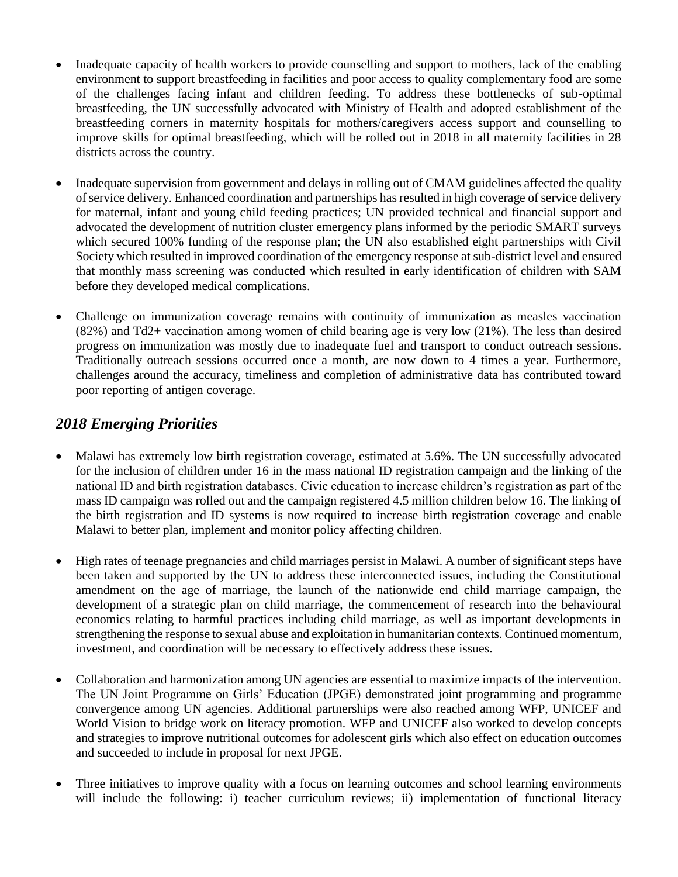- Inadequate capacity of health workers to provide counselling and support to mothers, lack of the enabling environment to support breastfeeding in facilities and poor access to quality complementary food are some of the challenges facing infant and children feeding. To address these bottlenecks of sub-optimal breastfeeding, the UN successfully advocated with Ministry of Health and adopted establishment of the breastfeeding corners in maternity hospitals for mothers/caregivers access support and counselling to improve skills for optimal breastfeeding, which will be rolled out in 2018 in all maternity facilities in 28 districts across the country.

- Inadequate supervision from government and delays in rolling out of CMAM guidelines affected the quality of service delivery. Enhanced coordination and partnerships has resulted in high coverage of service delivery for maternal, infant and young child feeding practices; UN provided technical and financial support and advocated the development of nutrition cluster emergency plans informed by the periodic SMART surveys which secured 100% funding of the response plan; the UN also established eight partnerships with Civil Society which resulted in improved coordination of the emergency response at sub-district level and ensured that monthly mass screening was conducted which resulted in early identification of children with SAM before they developed medical complications.

- Challenge on immunization coverage remains with continuity of immunization as measles vaccination (82%) and Td2+ vaccination among women of child bearing age is very low (21%). The less than desired progress on immunization was mostly due to inadequate fuel and transport to conduct outreach sessions. Traditionally outreach sessions occurred once a month, are now down to 4 times a year. Furthermore, challenges around the accuracy, timeliness and completion of administrative data has contributed toward poor reporting of antigen coverage.

## *2018 Emerging Priorities*

- Malawi has extremely low birth registration coverage, estimated at 5.6%. The UN successfully advocated for the inclusion of children under 16 in the mass national ID registration campaign and the linking of the national ID and birth registration databases. Civic education to increase children's registration as part of the mass ID campaign was rolled out and the campaign registered 4.5 million children below 16. The linking of the birth registration and ID systems is now required to increase birth registration coverage and enable Malawi to better plan, implement and monitor policy affecting children.

- High rates of teenage pregnancies and child marriages persist in Malawi. A number of significant steps have been taken and supported by the UN to address these interconnected issues, including the Constitutional amendment on the age of marriage, the launch of the nationwide end child marriage campaign, the development of a strategic plan on child marriage, the commencement of research into the behavioural economics relating to harmful practices including child marriage, as well as important developments in strengthening the response to sexual abuse and exploitation in humanitarian contexts. Continued momentum, investment, and coordination will be necessary to effectively address these issues.

- Collaboration and harmonization among UN agencies are essential to maximize impacts of the intervention. The UN Joint Programme on Girls' Education (JPGE) demonstrated joint programming and programme convergence among UN agencies. Additional partnerships were also reached among WFP, UNICEF and World Vision to bridge work on literacy promotion. WFP and UNICEF also worked to develop concepts and strategies to improve nutritional outcomes for adolescent girls which also effect on education outcomes and succeeded to include in proposal for next JPGE.

- Three initiatives to improve quality with a focus on learning outcomes and school learning environments will include the following: i) teacher curriculum reviews; ii) implementation of functional literacy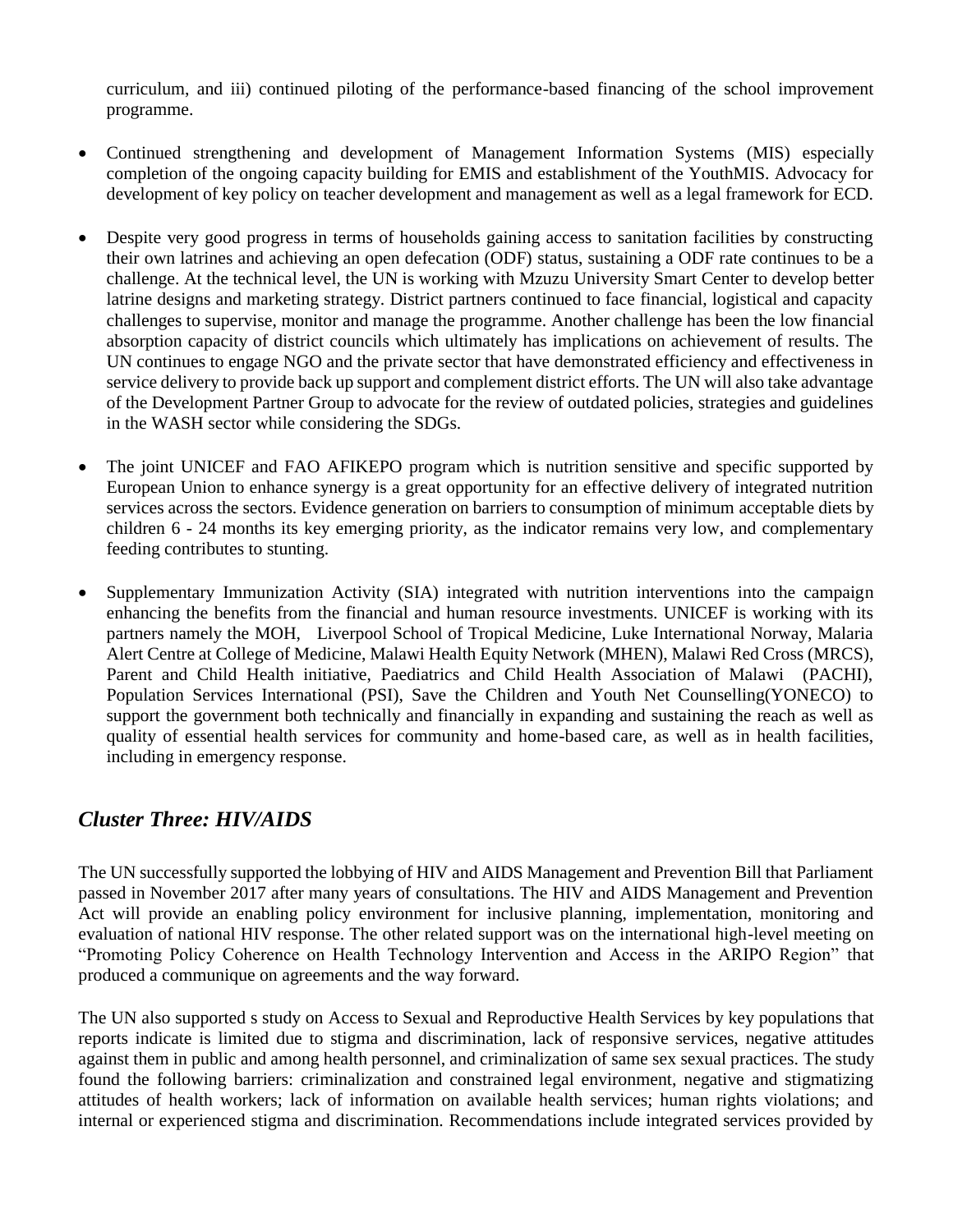curriculum, and iii) continued piloting of the performance-based financing of the school improvement programme.

- Continued strengthening and development of Management Information Systems (MIS) especially completion of the ongoing capacity building for EMIS and establishment of the YouthMIS. Advocacy for development of key policy on teacher development and management as well as a legal framework for ECD.

- Despite very good progress in terms of households gaining access to sanitation facilities by constructing their own latrines and achieving an open defecation (ODF) status, sustaining a ODF rate continues to be a challenge. At the technical level, the UN is working with Mzuzu University Smart Center to develop better latrine designs and marketing strategy. District partners continued to face financial, logistical and capacity challenges to supervise, monitor and manage the programme. Another challenge has been the low financial absorption capacity of district councils which ultimately has implications on achievement of results. The UN continues to engage NGO and the private sector that have demonstrated efficiency and effectiveness in service delivery to provide back up support and complement district efforts. The UN will also take advantage of the Development Partner Group to advocate for the review of outdated policies, strategies and guidelines in the WASH sector while considering the SDGs.

- The joint UNICEF and FAO AFIKEPO program which is nutrition sensitive and specific supported by European Union to enhance synergy is a great opportunity for an effective delivery of integrated nutrition services across the sectors. Evidence generation on barriers to consumption of minimum acceptable diets by children 6 - 24 months its key emerging priority, as the indicator remains very low, and complementary feeding contributes to stunting.

- Supplementary Immunization Activity (SIA) integrated with nutrition interventions into the campaign enhancing the benefits from the financial and human resource investments. UNICEF is working with its partners namely the MOH, Liverpool School of Tropical Medicine, Luke International Norway, Malaria Alert Centre at College of Medicine, Malawi Health Equity Network (MHEN), Malawi Red Cross (MRCS), Parent and Child Health initiative, Paediatrics and Child Health Association of Malawi (PACHI), Population Services International (PSI), Save the Children and Youth Net Counselling(YONECO) to support the government both technically and financially in expanding and sustaining the reach as well as quality of essential health services for community and home-based care, as well as in health facilities, including in emergency response.

## *Cluster Three: HIV/AIDS*

The UN successfully supported the lobbying of HIV and AIDS Management and Prevention Bill that Parliament passed in November 2017 after many years of consultations. The HIV and AIDS Management and Prevention Act will provide an enabling policy environment for inclusive planning, implementation, monitoring and evaluation of national HIV response. The other related support was on the international high-level meeting on "Promoting Policy Coherence on Health Technology Intervention and Access in the ARIPO Region" that produced a communique on agreements and the way forward.

The UN also supported s study on Access to Sexual and Reproductive Health Services by key populations that reports indicate is limited due to stigma and discrimination, lack of responsive services, negative attitudes against them in public and among health personnel, and criminalization of same sex sexual practices. The study found the following barriers: criminalization and constrained legal environment, negative and stigmatizing attitudes of health workers; lack of information on available health services; human rights violations; and internal or experienced stigma and discrimination. Recommendations include integrated services provided by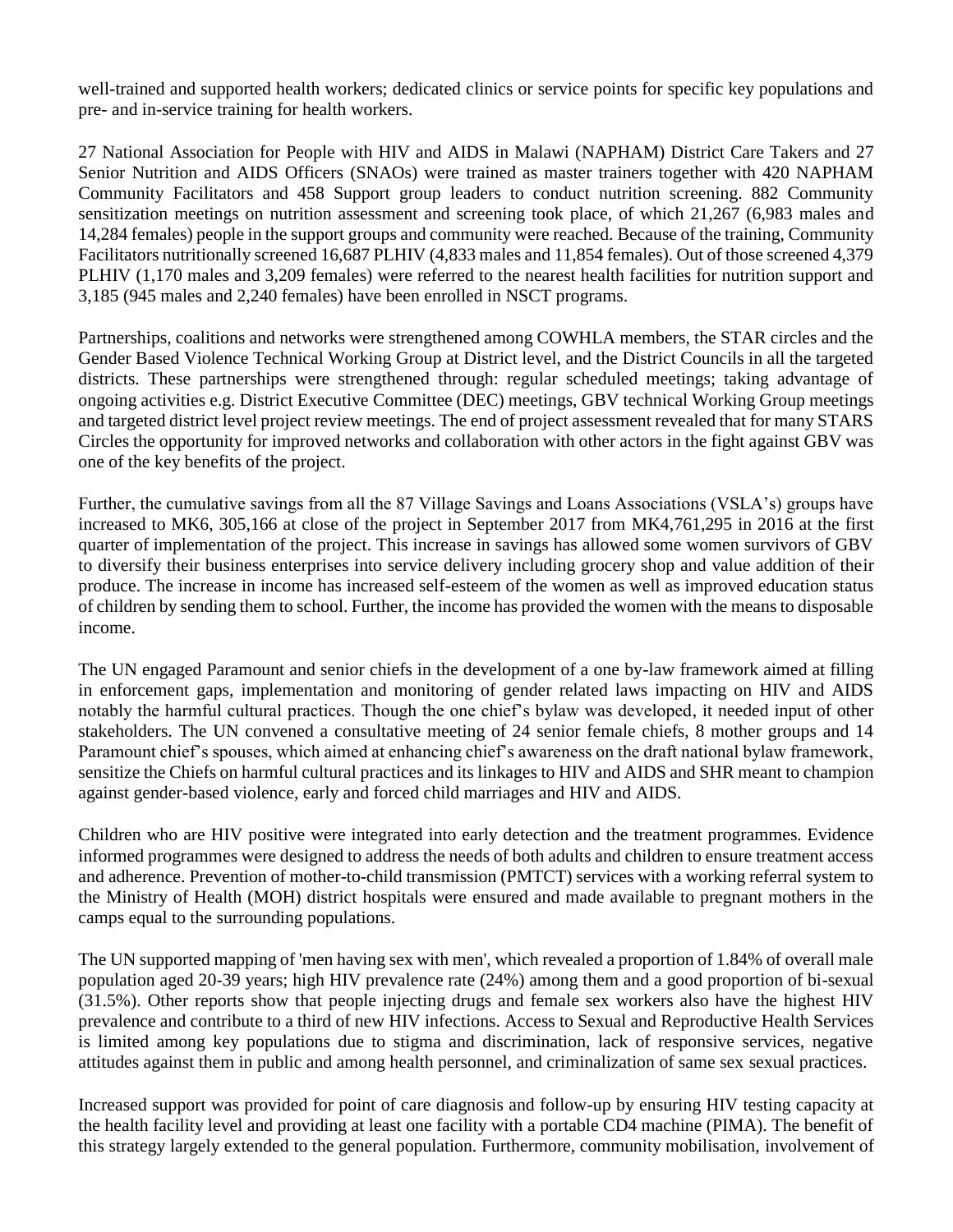well-trained and supported health workers; dedicated clinics or service points for specific key populations and pre- and in-service training for health workers.

27 National Association for People with HIV and AIDS in Malawi (NAPHAM) District Care Takers and 27 Senior Nutrition and AIDS Officers (SNAOs) were trained as master trainers together with 420 NAPHAM Community Facilitators and 458 Support group leaders to conduct nutrition screening. 882 Community sensitization meetings on nutrition assessment and screening took place, of which 21,267 (6,983 males and 14,284 females) people in the support groups and community were reached. Because of the training, Community Facilitators nutritionally screened 16,687 PLHIV (4,833 males and 11,854 females). Out of those screened 4,379 PLHIV (1,170 males and 3,209 females) were referred to the nearest health facilities for nutrition support and 3,185 (945 males and 2,240 females) have been enrolled in NSCT programs.

Partnerships, coalitions and networks were strengthened among COWHLA members, the STAR circles and the Gender Based Violence Technical Working Group at District level, and the District Councils in all the targeted districts. These partnerships were strengthened through: regular scheduled meetings; taking advantage of ongoing activities e.g. District Executive Committee (DEC) meetings, GBV technical Working Group meetings and targeted district level project review meetings. The end of project assessment revealed that for many STARS Circles the opportunity for improved networks and collaboration with other actors in the fight against GBV was one of the key benefits of the project.

Further, the cumulative savings from all the 87 Village Savings and Loans Associations (VSLA's) groups have increased to MK6, 305,166 at close of the project in September 2017 from MK4,761,295 in 2016 at the first quarter of implementation of the project. This increase in savings has allowed some women survivors of GBV to diversify their business enterprises into service delivery including grocery shop and value addition of their produce. The increase in income has increased self-esteem of the women as well as improved education status of children by sending them to school. Further, the income has provided the women with the means to disposable income.

The UN engaged Paramount and senior chiefs in the development of a one by-law framework aimed at filling in enforcement gaps, implementation and monitoring of gender related laws impacting on HIV and AIDS notably the harmful cultural practices. Though the one chief's bylaw was developed, it needed input of other stakeholders. The UN convened a consultative meeting of 24 senior female chiefs, 8 mother groups and 14 Paramount chief's spouses, which aimed at enhancing chief's awareness on the draft national bylaw framework, sensitize the Chiefs on harmful cultural practices and its linkages to HIV and AIDS and SHR meant to champion against gender-based violence, early and forced child marriages and HIV and AIDS.

Children who are HIV positive were integrated into early detection and the treatment programmes. Evidence informed programmes were designed to address the needs of both adults and children to ensure treatment access and adherence. Prevention of mother-to-child transmission (PMTCT) services with a working referral system to the Ministry of Health (MOH) district hospitals were ensured and made available to pregnant mothers in the camps equal to the surrounding populations.

The UN supported mapping of 'men having sex with men', which revealed a proportion of 1.84% of overall male population aged 20-39 years; high HIV prevalence rate (24%) among them and a good proportion of bi-sexual (31.5%). Other reports show that people injecting drugs and female sex workers also have the highest HIV prevalence and contribute to a third of new HIV infections. Access to Sexual and Reproductive Health Services is limited among key populations due to stigma and discrimination, lack of responsive services, negative attitudes against them in public and among health personnel, and criminalization of same sex sexual practices.

Increased support was provided for point of care diagnosis and follow-up by ensuring HIV testing capacity at the health facility level and providing at least one facility with a portable CD4 machine (PIMA). The benefit of this strategy largely extended to the general population. Furthermore, community mobilisation, involvement of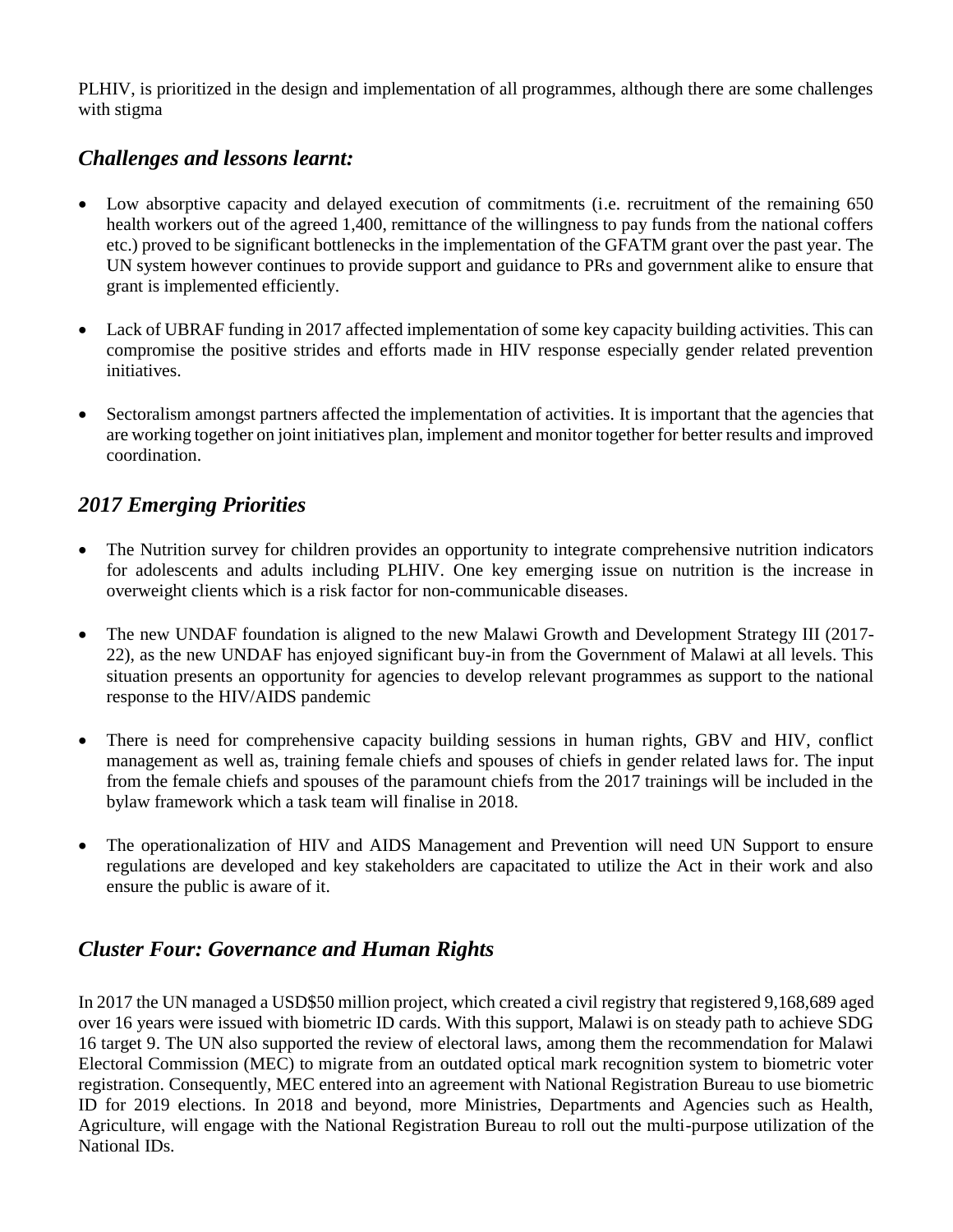PLHIV, is prioritized in the design and implementation of all programmes, although there are some challenges with stigma

## *Challenges and lessons learnt:*

- Low absorptive capacity and delayed execution of commitments (i.e. recruitment of the remaining 650 health workers out of the agreed 1,400, remittance of the willingness to pay funds from the national coffers etc.) proved to be significant bottlenecks in the implementation of the GFATM grant over the past year. The UN system however continues to provide support and guidance to PRs and government alike to ensure that grant is implemented efficiently.

- Lack of UBRAF funding in 2017 affected implementation of some key capacity building activities. This can compromise the positive strides and efforts made in HIV response especially gender related prevention initiatives.

- Sectoralism amongst partners affected the implementation of activities. It is important that the agencies that are working together on joint initiatives plan, implement and monitor together for better results and improved coordination.

## *2017 Emerging Priorities*

- The Nutrition survey for children provides an opportunity to integrate comprehensive nutrition indicators for adolescents and adults including PLHIV. One key emerging issue on nutrition is the increase in overweight clients which is a risk factor for non-communicable diseases.

- The new UNDAF foundation is aligned to the new Malawi Growth and Development Strategy III (2017-22), as the new UNDAF has enjoyed significant buy-in from the Government of Malawi at all levels. This situation presents an opportunity for agencies to develop relevant programmes as support to the national response to the HIV/AIDS pandemic

- There is need for comprehensive capacity building sessions in human rights, GBV and HIV, conflict management as well as, training female chiefs and spouses of chiefs in gender related laws for. The input from the female chiefs and spouses of the paramount chiefs from the 2017 trainings will be included in the bylaw framework which a task team will finalise in 2018.

- The operationalization of HIV and AIDS Management and Prevention will need UN Support to ensure regulations are developed and key stakeholders are capacitated to utilize the Act in their work and also ensure the public is aware of it.

## *Cluster Four: Governance and Human Rights*

In 2017 the UN managed a USD$50 million project, which created a civil registry that registered 9,168,689 aged over 16 years were issued with biometric ID cards. With this support, Malawi is on steady path to achieve SDG 16 target 9. The UN also supported the review of electoral laws, among them the recommendation for Malawi Electoral Commission (MEC) to migrate from an outdated optical mark recognition system to biometric voter registration. Consequently, MEC entered into an agreement with National Registration Bureau to use biometric ID for 2019 elections. In 2018 and beyond, more Ministries, Departments and Agencies such as Health, Agriculture, will engage with the National Registration Bureau to roll out the multi-purpose utilization of the National IDs.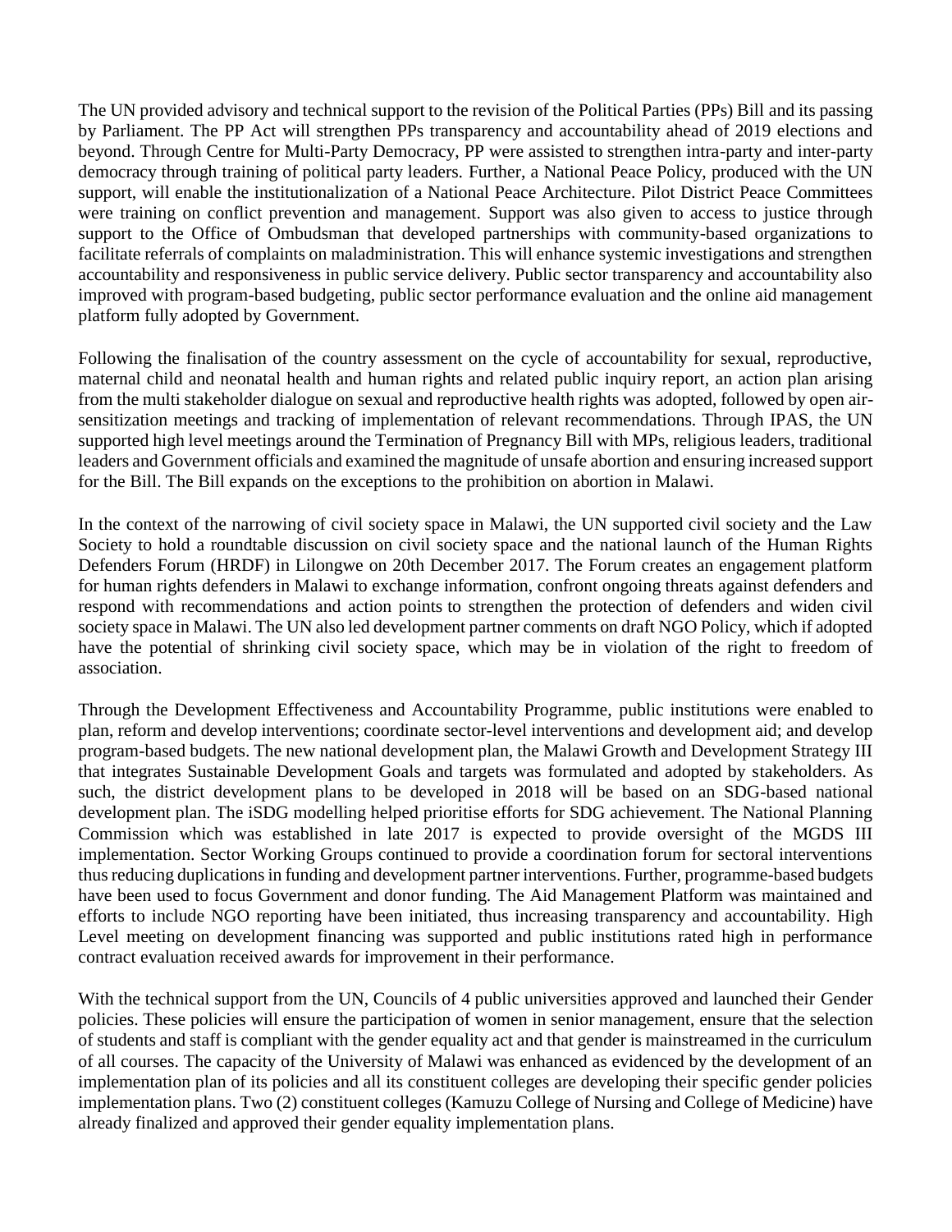The UN provided advisory and technical support to the revision of the Political Parties (PPs) Bill and its passing by Parliament. The PP Act will strengthen PPs transparency and accountability ahead of 2019 elections and beyond. Through Centre for Multi-Party Democracy, PP were assisted to strengthen intra-party and inter-party democracy through training of political party leaders. Further, a National Peace Policy, produced with the UN support, will enable the institutionalization of a National Peace Architecture. Pilot District Peace Committees were training on conflict prevention and management. Support was also given to access to justice through support to the Office of Ombudsman that developed partnerships with community-based organizations to facilitate referrals of complaints on maladministration. This will enhance systemic investigations and strengthen accountability and responsiveness in public service delivery. Public sector transparency and accountability also improved with program-based budgeting, public sector performance evaluation and the online aid management platform fully adopted by Government.

Following the finalisation of the country assessment on the cycle of accountability for sexual, reproductive, maternal child and neonatal health and human rights and related public inquiry report, an action plan arising from the multi stakeholder dialogue on sexual and reproductive health rights was adopted, followed by open air-sensitization meetings and tracking of implementation of relevant recommendations. Through IPAS, the UN supported high level meetings around the Termination of Pregnancy Bill with MPs, religious leaders, traditional leaders and Government officials and examined the magnitude of unsafe abortion and ensuring increased support for the Bill. The Bill expands on the exceptions to the prohibition on abortion in Malawi.

In the context of the narrowing of civil society space in Malawi, the UN supported civil society and the Law Society to hold a roundtable discussion on civil society space and the national launch of the Human Rights Defenders Forum (HRDF) in Lilongwe on 20th December 2017. The Forum creates an engagement platform for human rights defenders in Malawi to exchange information, confront ongoing threats against defenders and respond with recommendations and action points to strengthen the protection of defenders and widen civil society space in Malawi. The UN also led development partner comments on draft NGO Policy, which if adopted have the potential of shrinking civil society space, which may be in violation of the right to freedom of association.

Through the Development Effectiveness and Accountability Programme, public institutions were enabled to plan, reform and develop interventions; coordinate sector-level interventions and development aid; and develop program-based budgets. The new national development plan, the Malawi Growth and Development Strategy III that integrates Sustainable Development Goals and targets was formulated and adopted by stakeholders. As such, the district development plans to be developed in 2018 will be based on an SDG-based national development plan. The iSDG modelling helped prioritise efforts for SDG achievement. The National Planning Commission which was established in late 2017 is expected to provide oversight of the MGDS III implementation. Sector Working Groups continued to provide a coordination forum for sectoral interventions thus reducing duplications in funding and development partner interventions. Further, programme-based budgets have been used to focus Government and donor funding. The Aid Management Platform was maintained and efforts to include NGO reporting have been initiated, thus increasing transparency and accountability. High Level meeting on development financing was supported and public institutions rated high in performance contract evaluation received awards for improvement in their performance.

With the technical support from the UN, Councils of 4 public universities approved and launched their Gender policies. These policies will ensure the participation of women in senior management, ensure that the selection of students and staff is compliant with the gender equality act and that gender is mainstreamed in the curriculum of all courses. The capacity of the University of Malawi was enhanced as evidenced by the development of an implementation plan of its policies and all its constituent colleges are developing their specific gender policies implementation plans. Two (2) constituent colleges (Kamuzu College of Nursing and College of Medicine) have already finalized and approved their gender equality implementation plans.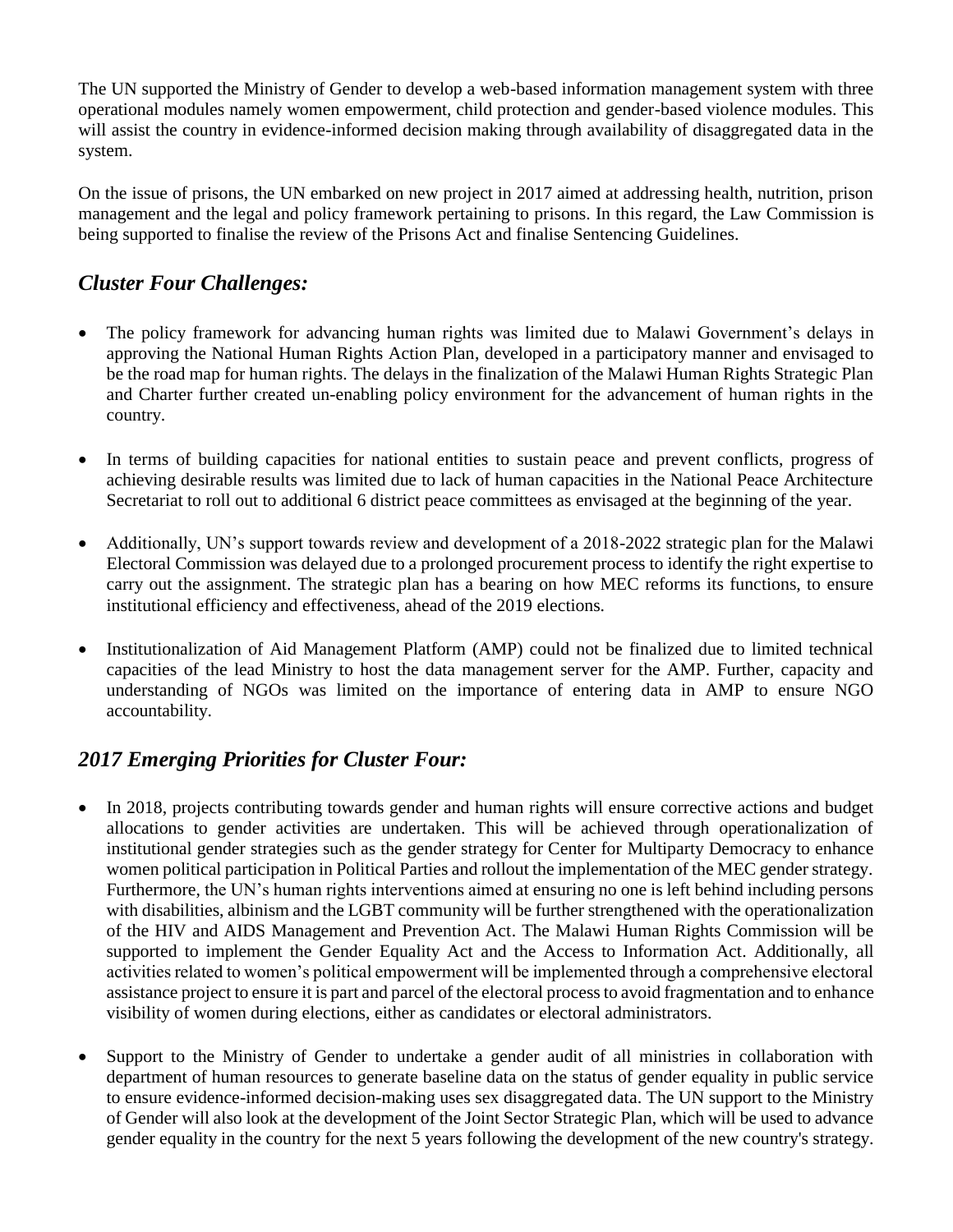The UN supported the Ministry of Gender to develop a web-based information management system with three operational modules namely women empowerment, child protection and gender-based violence modules. This will assist the country in evidence-informed decision making through availability of disaggregated data in the system.

On the issue of prisons, the UN embarked on new project in 2017 aimed at addressing health, nutrition, prison management and the legal and policy framework pertaining to prisons. In this regard, the Law Commission is being supported to finalise the review of the Prisons Act and finalise Sentencing Guidelines.

## *Cluster Four Challenges:*

- The policy framework for advancing human rights was limited due to Malawi Government's delays in approving the National Human Rights Action Plan, developed in a participatory manner and envisaged to be the road map for human rights. The delays in the finalization of the Malawi Human Rights Strategic Plan and Charter further created un-enabling policy environment for the advancement of human rights in the country.

- In terms of building capacities for national entities to sustain peace and prevent conflicts, progress of achieving desirable results was limited due to lack of human capacities in the National Peace Architecture Secretariat to roll out to additional 6 district peace committees as envisaged at the beginning of the year.

- Additionally, UN's support towards review and development of a 2018-2022 strategic plan for the Malawi Electoral Commission was delayed due to a prolonged procurement process to identify the right expertise to carry out the assignment. The strategic plan has a bearing on how MEC reforms its functions, to ensure institutional efficiency and effectiveness, ahead of the 2019 elections.

- Institutionalization of Aid Management Platform (AMP) could not be finalized due to limited technical capacities of the lead Ministry to host the data management server for the AMP. Further, capacity and understanding of NGOs was limited on the importance of entering data in AMP to ensure NGO accountability.

## *2017 Emerging Priorities for Cluster Four:*

- In 2018, projects contributing towards gender and human rights will ensure corrective actions and budget allocations to gender activities are undertaken. This will be achieved through operationalization of institutional gender strategies such as the gender strategy for Center for Multiparty Democracy to enhance women political participation in Political Parties and rollout the implementation of the MEC gender strategy. Furthermore, the UN's human rights interventions aimed at ensuring no one is left behind including persons with disabilities, albinism and the LGBT community will be further strengthened with the operationalization of the HIV and AIDS Management and Prevention Act. The Malawi Human Rights Commission will be supported to implement the Gender Equality Act and the Access to Information Act. Additionally, all activities related to women's political empowerment will be implemented through a comprehensive electoral assistance project to ensure it is part and parcel of the electoral process to avoid fragmentation and to enhance visibility of women during elections, either as candidates or electoral administrators.

- Support to the Ministry of Gender to undertake a gender audit of all ministries in collaboration with department of human resources to generate baseline data on the status of gender equality in public service to ensure evidence-informed decision-making uses sex disaggregated data. The UN support to the Ministry of Gender will also look at the development of the Joint Sector Strategic Plan, which will be used to advance gender equality in the country for the next 5 years following the development of the new country's strategy.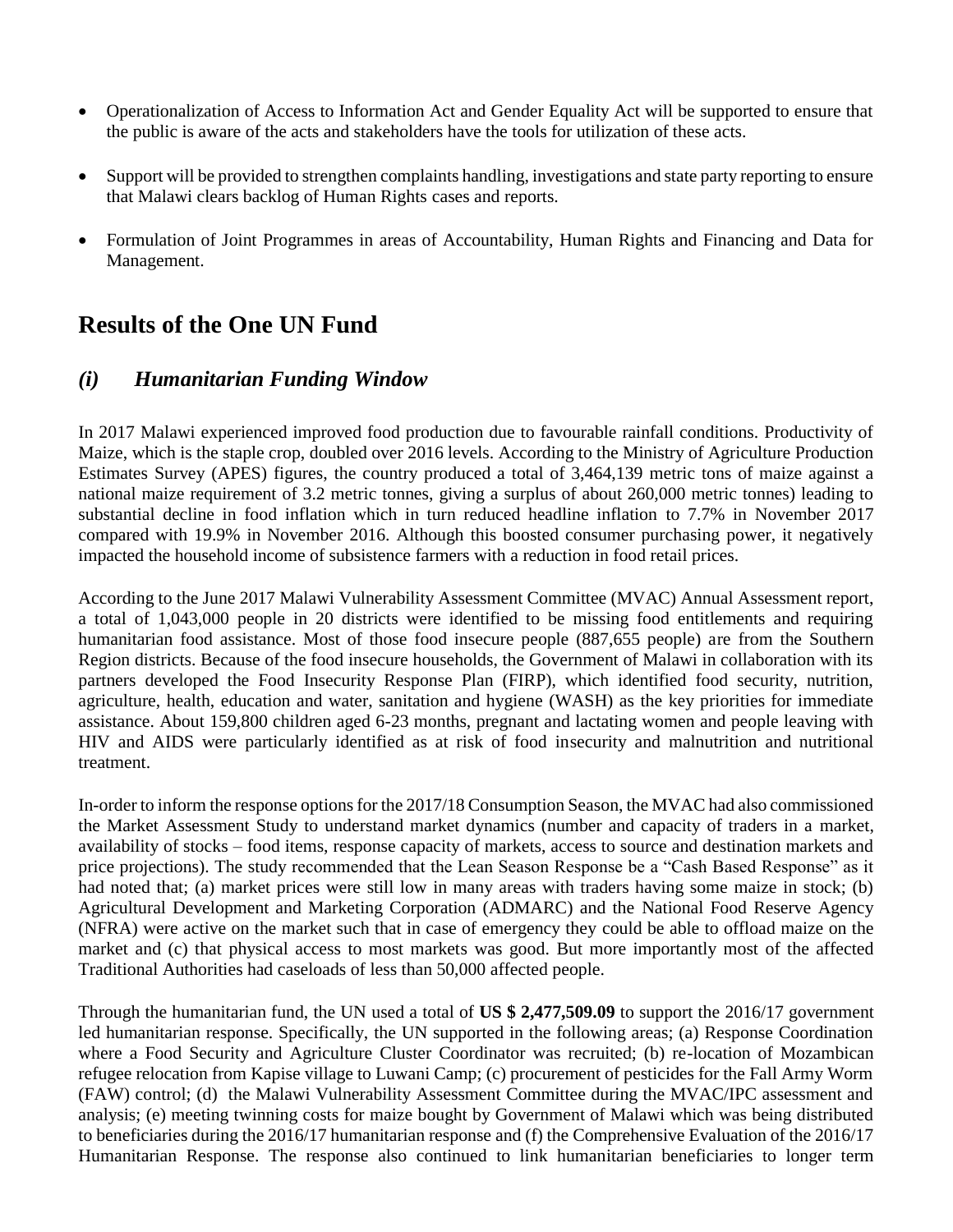- Operationalization of Access to Information Act and Gender Equality Act will be supported to ensure that the public is aware of the acts and stakeholders have the tools for utilization of these acts.

- Support will be provided to strengthen complaints handling, investigations and state party reporting to ensure that Malawi clears backlog of Human Rights cases and reports.

- Formulation of Joint Programmes in areas of Accountability, Human Rights and Financing and Data for Management.

# Results of the One UN Fund

## *(i) Humanitarian Funding Window*

In 2017 Malawi experienced improved food production due to favourable rainfall conditions. Productivity of Maize, which is the staple crop, doubled over 2016 levels. According to the Ministry of Agriculture Production Estimates Survey (APES) figures, the country produced a total of 3,464,139 metric tons of maize against a national maize requirement of 3.2 metric tonnes, giving a surplus of about 260,000 metric tonnes) leading to substantial decline in food inflation which in turn reduced headline inflation to 7.7% in November 2017 compared with 19.9% in November 2016. Although this boosted consumer purchasing power, it negatively impacted the household income of subsistence farmers with a reduction in food retail prices.

According to the June 2017 Malawi Vulnerability Assessment Committee (MVAC) Annual Assessment report, a total of 1,043,000 people in 20 districts were identified to be missing food entitlements and requiring humanitarian food assistance. Most of those food insecure people (887,655 people) are from the Southern Region districts. Because of the food insecure households, the Government of Malawi in collaboration with its partners developed the Food Insecurity Response Plan (FIRP), which identified food security, nutrition, agriculture, health, education and water, sanitation and hygiene (WASH) as the key priorities for immediate assistance. About 159,800 children aged 6-23 months, pregnant and lactating women and people leaving with HIV and AIDS were particularly identified as at risk of food insecurity and malnutrition and nutritional treatment.

In-order to inform the response options for the 2017/18 Consumption Season, the MVAC had also commissioned the Market Assessment Study to understand market dynamics (number and capacity of traders in a market, availability of stocks – food items, response capacity of markets, access to source and destination markets and price projections). The study recommended that the Lean Season Response be a "Cash Based Response" as it had noted that; (a) market prices were still low in many areas with traders having some maize in stock; (b) Agricultural Development and Marketing Corporation (ADMARC) and the National Food Reserve Agency (NFRA) were active on the market such that in case of emergency they could be able to offload maize on the market and (c) that physical access to most markets was good. But more importantly most of the affected Traditional Authorities had caseloads of less than 50,000 affected people.

Through the humanitarian fund, the UN used a total of **US $ 2,477,509.09** to support the 2016/17 government led humanitarian response. Specifically, the UN supported in the following areas; (a) Response Coordination where a Food Security and Agriculture Cluster Coordinator was recruited; (b) re-location of Mozambican refugee relocation from Kapise village to Luwani Camp; (c) procurement of pesticides for the Fall Army Worm (FAW) control; (d) the Malawi Vulnerability Assessment Committee during the MVAC/IPC assessment and analysis; (e) meeting twinning costs for maize bought by Government of Malawi which was being distributed to beneficiaries during the 2016/17 humanitarian response and (f) the Comprehensive Evaluation of the 2016/17 Humanitarian Response. The response also continued to link humanitarian beneficiaries to longer term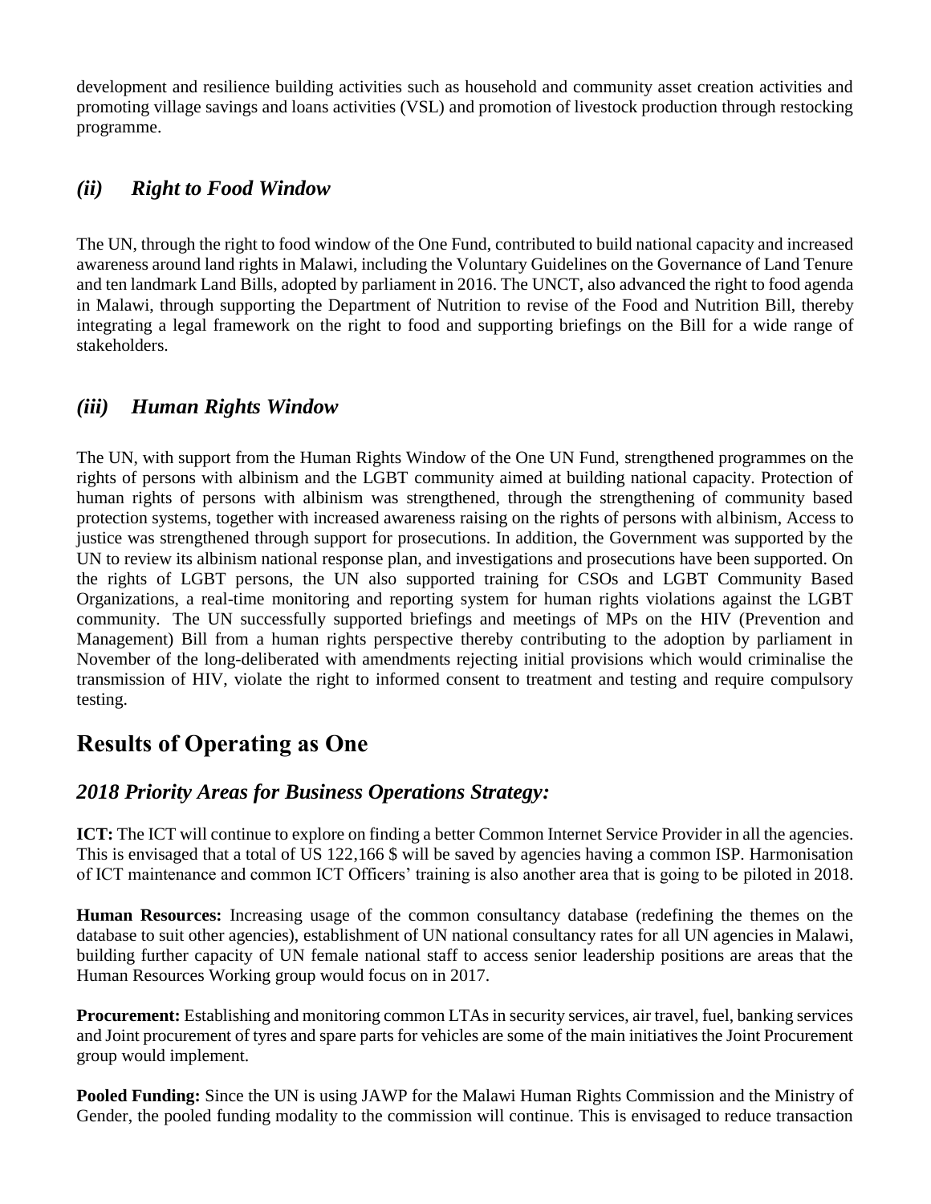development and resilience building activities such as household and community asset creation activities and promoting village savings and loans activities (VSL) and promotion of livestock production through restocking programme.

### *(ii) Right to Food Window*

The UN, through the right to food window of the One Fund, contributed to build national capacity and increased awareness around land rights in Malawi, including the Voluntary Guidelines on the Governance of Land Tenure and ten landmark Land Bills, adopted by parliament in 2016. The UNCT, also advanced the right to food agenda in Malawi, through supporting the Department of Nutrition to revise of the Food and Nutrition Bill, thereby integrating a legal framework on the right to food and supporting briefings on the Bill for a wide range of stakeholders.

### *(iii) Human Rights Window*

The UN, with support from the Human Rights Window of the One UN Fund, strengthened programmes on the rights of persons with albinism and the LGBT community aimed at building national capacity. Protection of human rights of persons with albinism was strengthened, through the strengthening of community based protection systems, together with increased awareness raising on the rights of persons with albinism, Access to justice was strengthened through support for prosecutions. In addition, the Government was supported by the UN to review its albinism national response plan, and investigations and prosecutions have been supported. On the rights of LGBT persons, the UN also supported training for CSOs and LGBT Community Based Organizations, a real-time monitoring and reporting system for human rights violations against the LGBT community. The UN successfully supported briefings and meetings of MPs on the HIV (Prevention and Management) Bill from a human rights perspective thereby contributing to the adoption by parliament in November of the long-deliberated with amendments rejecting initial provisions which would criminalise the transmission of HIV, violate the right to informed consent to treatment and testing and require compulsory testing.

## Results of Operating as One

### *2018 Priority Areas for Business Operations Strategy:*

**ICT:** The ICT will continue to explore on finding a better Common Internet Service Provider in all the agencies. This is envisaged that a total of US 122,166 $ will be saved by agencies having a common ISP. Harmonisation of ICT maintenance and common ICT Officers' training is also another area that is going to be piloted in 2018.

**Human Resources:** Increasing usage of the common consultancy database (redefining the themes on the database to suit other agencies), establishment of UN national consultancy rates for all UN agencies in Malawi, building further capacity of UN female national staff to access senior leadership positions are areas that the Human Resources Working group would focus on in 2017.

**Procurement:** Establishing and monitoring common LTAs in security services, air travel, fuel, banking services and Joint procurement of tyres and spare parts for vehicles are some of the main initiatives the Joint Procurement group would implement.

**Pooled Funding:** Since the UN is using JAWP for the Malawi Human Rights Commission and the Ministry of Gender, the pooled funding modality to the commission will continue. This is envisaged to reduce transaction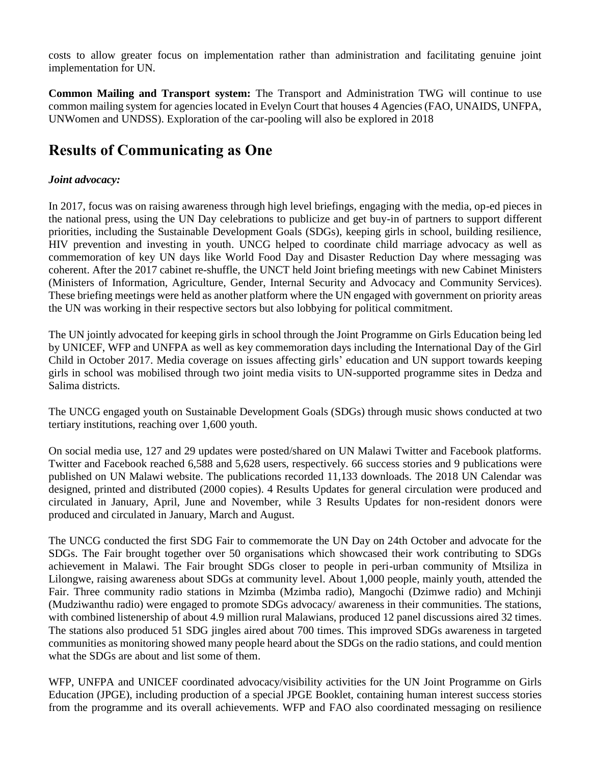costs to allow greater focus on implementation rather than administration and facilitating genuine joint implementation for UN.

**Common Mailing and Transport system:** The Transport and Administration TWG will continue to use common mailing system for agencies located in Evelyn Court that houses 4 Agencies (FAO, UNAIDS, UNFPA, UNWomen and UNDSS). Exploration of the car-pooling will also be explored in 2018

## Results of Communicating as One

***Joint advocacy:***

In 2017, focus was on raising awareness through high level briefings, engaging with the media, op-ed pieces in the national press, using the UN Day celebrations to publicize and get buy-in of partners to support different priorities, including the Sustainable Development Goals (SDGs), keeping girls in school, building resilience, HIV prevention and investing in youth. UNCG helped to coordinate child marriage advocacy as well as commemoration of key UN days like World Food Day and Disaster Reduction Day where messaging was coherent. After the 2017 cabinet re-shuffle, the UNCT held Joint briefing meetings with new Cabinet Ministers (Ministers of Information, Agriculture, Gender, Internal Security and Advocacy and Community Services). These briefing meetings were held as another platform where the UN engaged with government on priority areas the UN was working in their respective sectors but also lobbying for political commitment.

The UN jointly advocated for keeping girls in school through the Joint Programme on Girls Education being led by UNICEF, WFP and UNFPA as well as key commemoration days including the International Day of the Girl Child in October 2017. Media coverage on issues affecting girls' education and UN support towards keeping girls in school was mobilised through two joint media visits to UN-supported programme sites in Dedza and Salima districts.

The UNCG engaged youth on Sustainable Development Goals (SDGs) through music shows conducted at two tertiary institutions, reaching over 1,600 youth.

On social media use, 127 and 29 updates were posted/shared on UN Malawi Twitter and Facebook platforms. Twitter and Facebook reached 6,588 and 5,628 users, respectively. 66 success stories and 9 publications were published on UN Malawi website. The publications recorded 11,133 downloads. The 2018 UN Calendar was designed, printed and distributed (2000 copies). 4 Results Updates for general circulation were produced and circulated in January, April, June and November, while 3 Results Updates for non-resident donors were produced and circulated in January, March and August.

The UNCG conducted the first SDG Fair to commemorate the UN Day on 24th October and advocate for the SDGs. The Fair brought together over 50 organisations which showcased their work contributing to SDGs achievement in Malawi. The Fair brought SDGs closer to people in peri-urban community of Mtsiliza in Lilongwe, raising awareness about SDGs at community level. About 1,000 people, mainly youth, attended the Fair. Three community radio stations in Mzimba (Mzimba radio), Mangochi (Dzimwe radio) and Mchinji (Mudziwanthu radio) were engaged to promote SDGs advocacy/ awareness in their communities. The stations, with combined listenership of about 4.9 million rural Malawians, produced 12 panel discussions aired 32 times. The stations also produced 51 SDG jingles aired about 700 times. This improved SDGs awareness in targeted communities as monitoring showed many people heard about the SDGs on the radio stations, and could mention what the SDGs are about and list some of them.

WFP, UNFPA and UNICEF coordinated advocacy/visibility activities for the UN Joint Programme on Girls Education (JPGE), including production of a special JPGE Booklet, containing human interest success stories from the programme and its overall achievements. WFP and FAO also coordinated messaging on resilience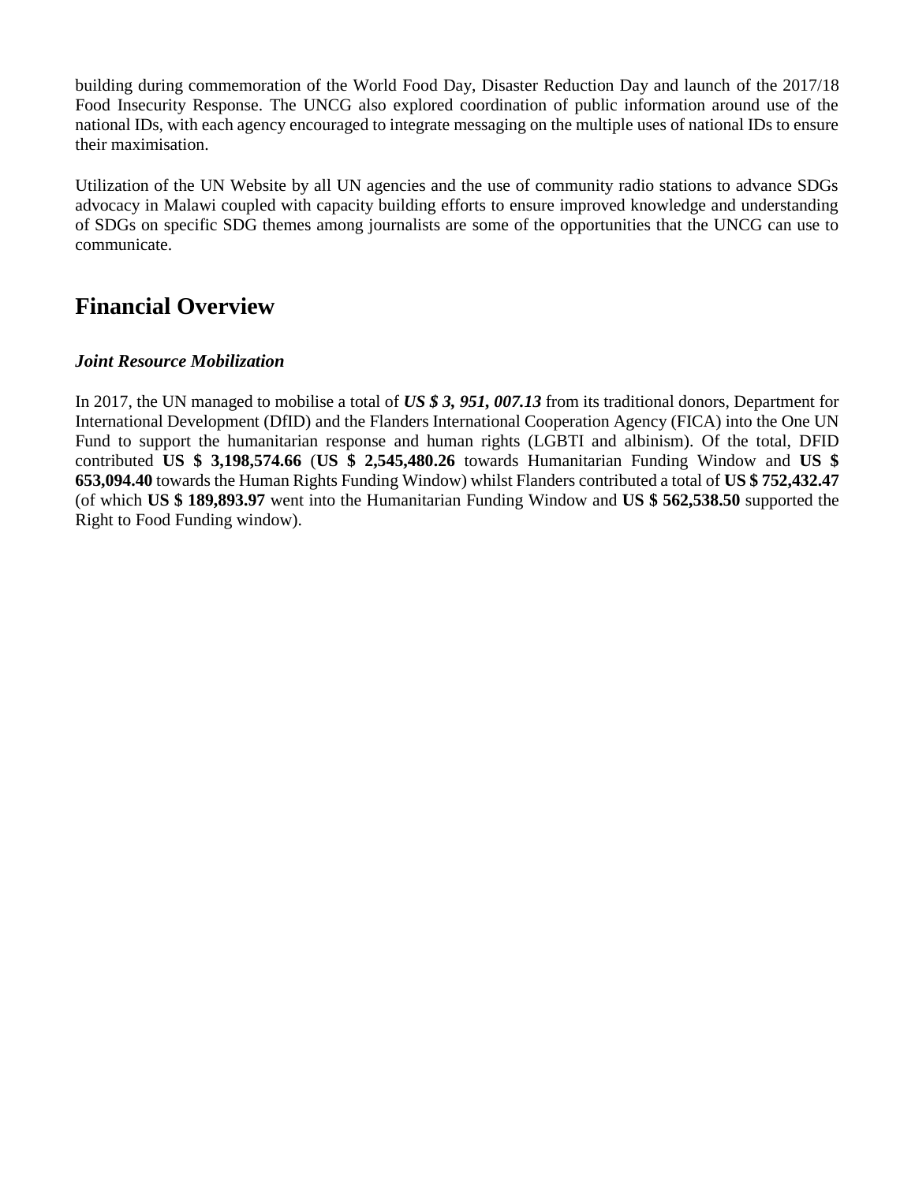building during commemoration of the World Food Day, Disaster Reduction Day and launch of the 2017/18 Food Insecurity Response. The UNCG also explored coordination of public information around use of the national IDs, with each agency encouraged to integrate messaging on the multiple uses of national IDs to ensure their maximisation.

Utilization of the UN Website by all UN agencies and the use of community radio stations to advance SDGs advocacy in Malawi coupled with capacity building efforts to ensure improved knowledge and understanding of SDGs on specific SDG themes among journalists are some of the opportunities that the UNCG can use to communicate.

## Financial Overview

### *Joint Resource Mobilization*

In 2017, the UN managed to mobilise a total of ***US $ 3, 951, 007.13*** from its traditional donors, Department for International Development (DfID) and the Flanders International Cooperation Agency (FICA) into the One UN Fund to support the humanitarian response and human rights (LGBTI and albinism). Of the total, DFID contributed **US $ 3,198,574.66** (**US $ 2,545,480.26** towards Humanitarian Funding Window and **US $ 653,094.40** towards the Human Rights Funding Window) whilst Flanders contributed a total of **US $ 752,432.47** (of which **US $ 189,893.97** went into the Humanitarian Funding Window and **US $ 562,538.50** supported the Right to Food Funding window).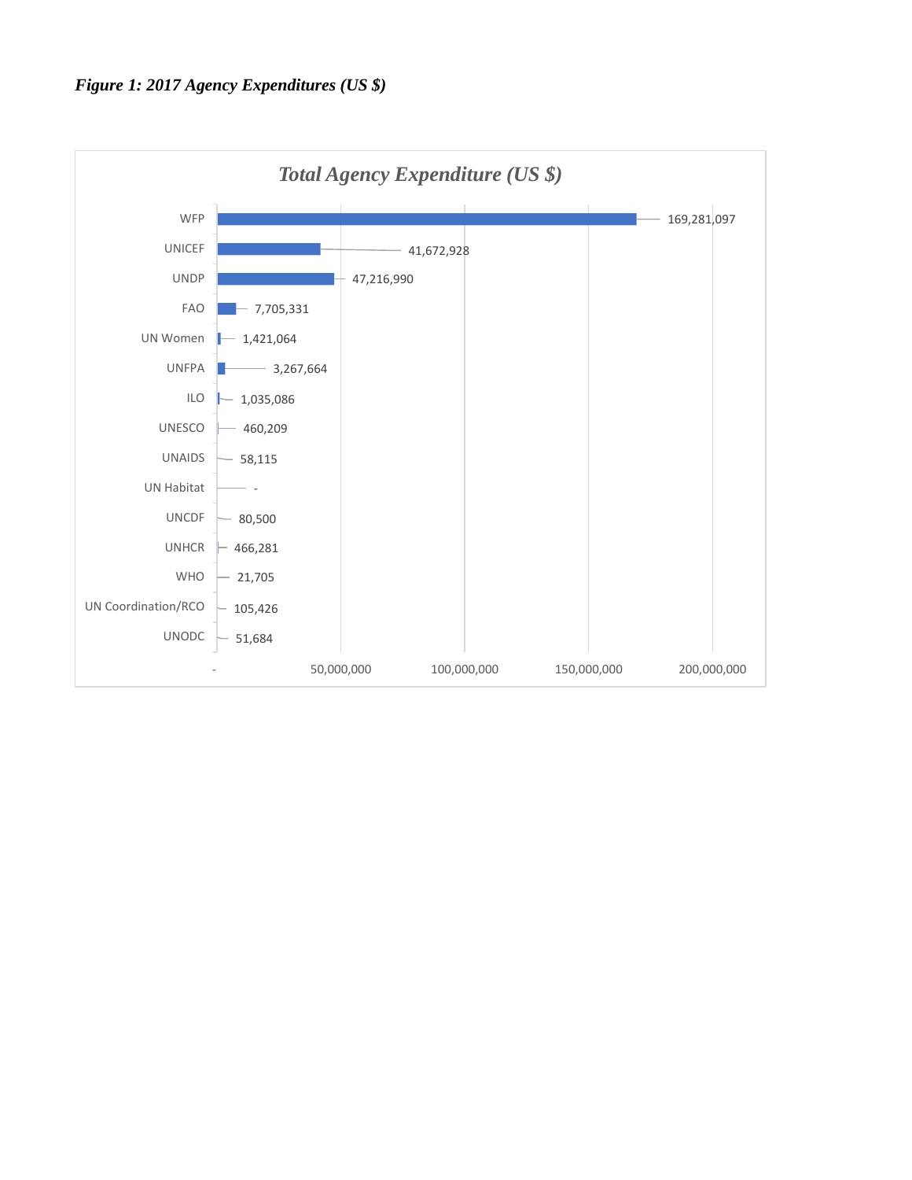***Figure 1: 2017 Agency Expenditures (US $)***

| Agency | Total Agency Expenditure (US $) |
| --- | --- |
| WFP | 169,281,097 |
| UNICEF | 41,672,928 |
| UNDP | 47,216,990 |
| FAO | 7,705,331 |
| UN Women | 1,421,064 |
| UNFPA | 3,267,664 |
| ILO | 1,035,086 |
| UNESCO | 460,209 |
| UNAIDS | 58,115 |
| UN Habitat | - |
| UNCDF | 80,500 |
| UNHCR | 466,281 |
| WHO | 21,705 |
| UN Coordination/RCO | 105,426 |
| UNODC | 51,684 |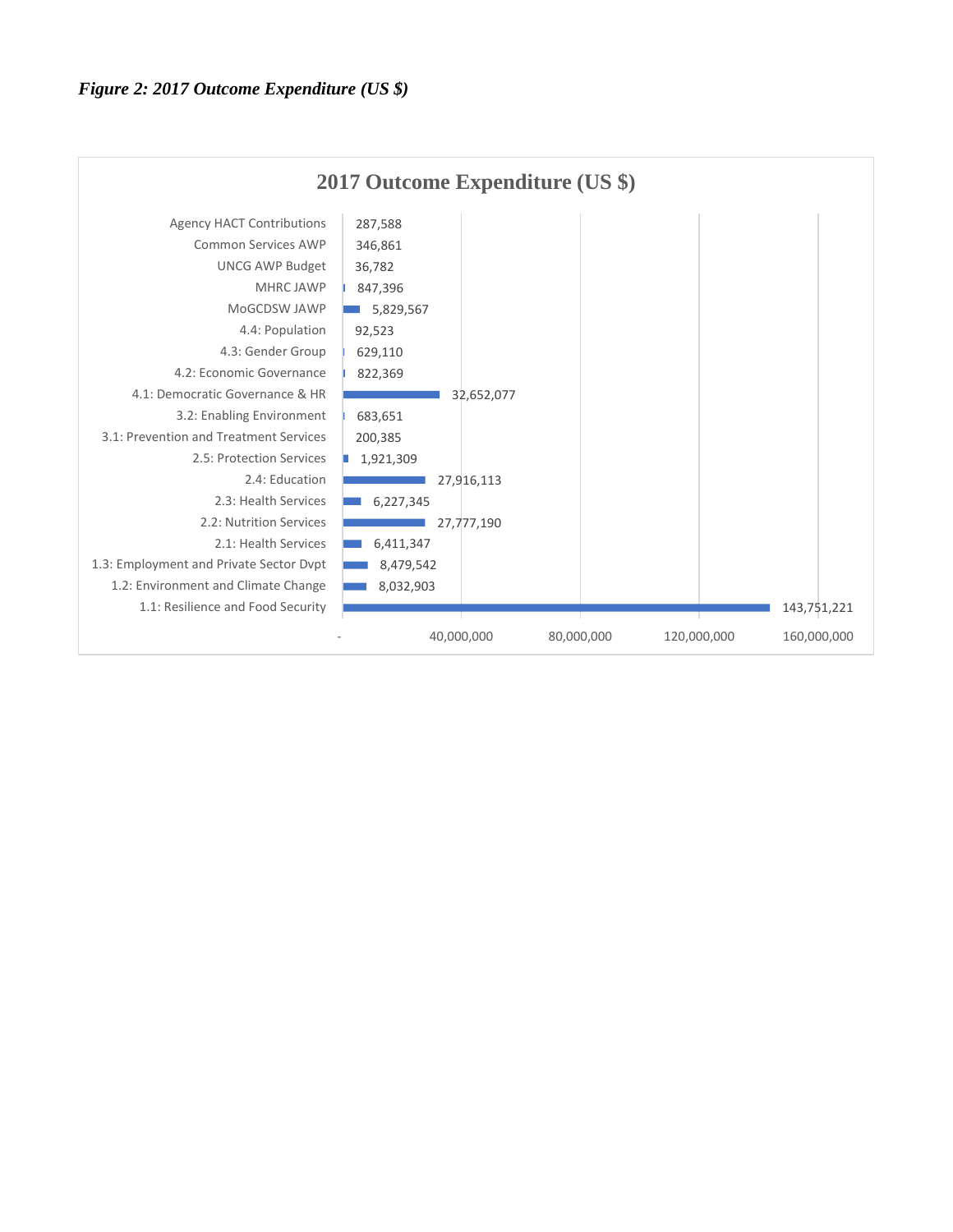*Figure 2: 2017 Outcome Expenditure (US $)*

**2017 Outcome Expenditure (US $)**

| Outcome | Expenditure (US $) |
| --- | --- |
| Agency HACT Contributions | 287,588 |
| Common Services AWP | 346,861 |
| UNCG AWP Budget | 36,782 |
| MHRC JAWP | 847,396 |
| MoGCDSW JAWP | 5,829,567 |
| 4.4: Population | 92,523 |
| 4.3: Gender Group | 629,110 |
| 4.2: Economic Governance | 822,369 |
| 4.1: Democratic Governance & HR | 32,652,077 |
| 3.2: Enabling Environment | 683,651 |
| 3.1: Prevention and Treatment Services | 200,385 |
| 2.5: Protection Services | 1,921,309 |
| 2.4: Education | 27,916,113 |
| 2.3: Health Services | 6,227,345 |
| 2.2: Nutrition Services | 27,777,190 |
| 2.1: Health Services | 6,411,347 |
| 1.3: Employment and Private Sector Dvpt | 8,479,542 |
| 1.2: Environment and Climate Change | 8,032,903 |
| 1.1: Resilience and Food Security | 143,751,221 |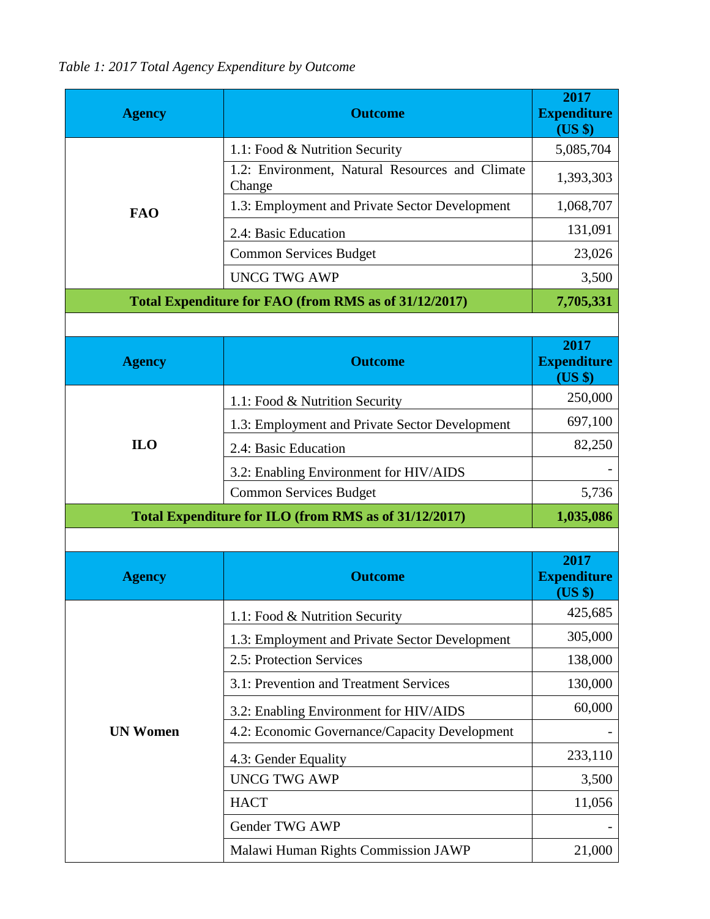*Table 1: 2017 Total Agency Expenditure by Outcome*

| Agency | Outcome | 2017 Expenditure (US $) |
|---|---|---|
| FAO | 1.1: Food & Nutrition Security | 5,085,704 |
| | 1.2: Environment, Natural Resources and Climate Change | 1,393,303 |
| | 1.3: Employment and Private Sector Development | 1,068,707 |
| | 2.4: Basic Education | 131,091 |
| | Common Services Budget | 23,026 |
| | UNCG TWG AWP | 3,500 |
| **Total Expenditure for FAO (from RMS as of 31/12/2017)** | | **7,705,331** |

| Agency | Outcome | 2017 Expenditure (US $) |
|---|---|---|
| ILO | 1.1: Food & Nutrition Security | 250,000 |
| | 1.3: Employment and Private Sector Development | 697,100 |
| | 2.4: Basic Education | 82,250 |
| | 3.2: Enabling Environment for HIV/AIDS | - |
| | Common Services Budget | 5,736 |
| **Total Expenditure for ILO (from RMS as of 31/12/2017)** | | **1,035,086** |

| Agency | Outcome | 2017 Expenditure (US $) |
|---|---|---|
| UN Women | 1.1: Food & Nutrition Security | 425,685 |
| | 1.3: Employment and Private Sector Development | 305,000 |
| | 2.5: Protection Services | 138,000 |
| | 3.1: Prevention and Treatment Services | 130,000 |
| | 3.2: Enabling Environment for HIV/AIDS | 60,000 |
| | 4.2: Economic Governance/Capacity Development | - |
| | 4.3: Gender Equality | 233,110 |
| | UNCG TWG AWP | 3,500 |
| | HACT | 11,056 |
| | Gender TWG AWP | - |
| | Malawi Human Rights Commission JAWP | 21,000 |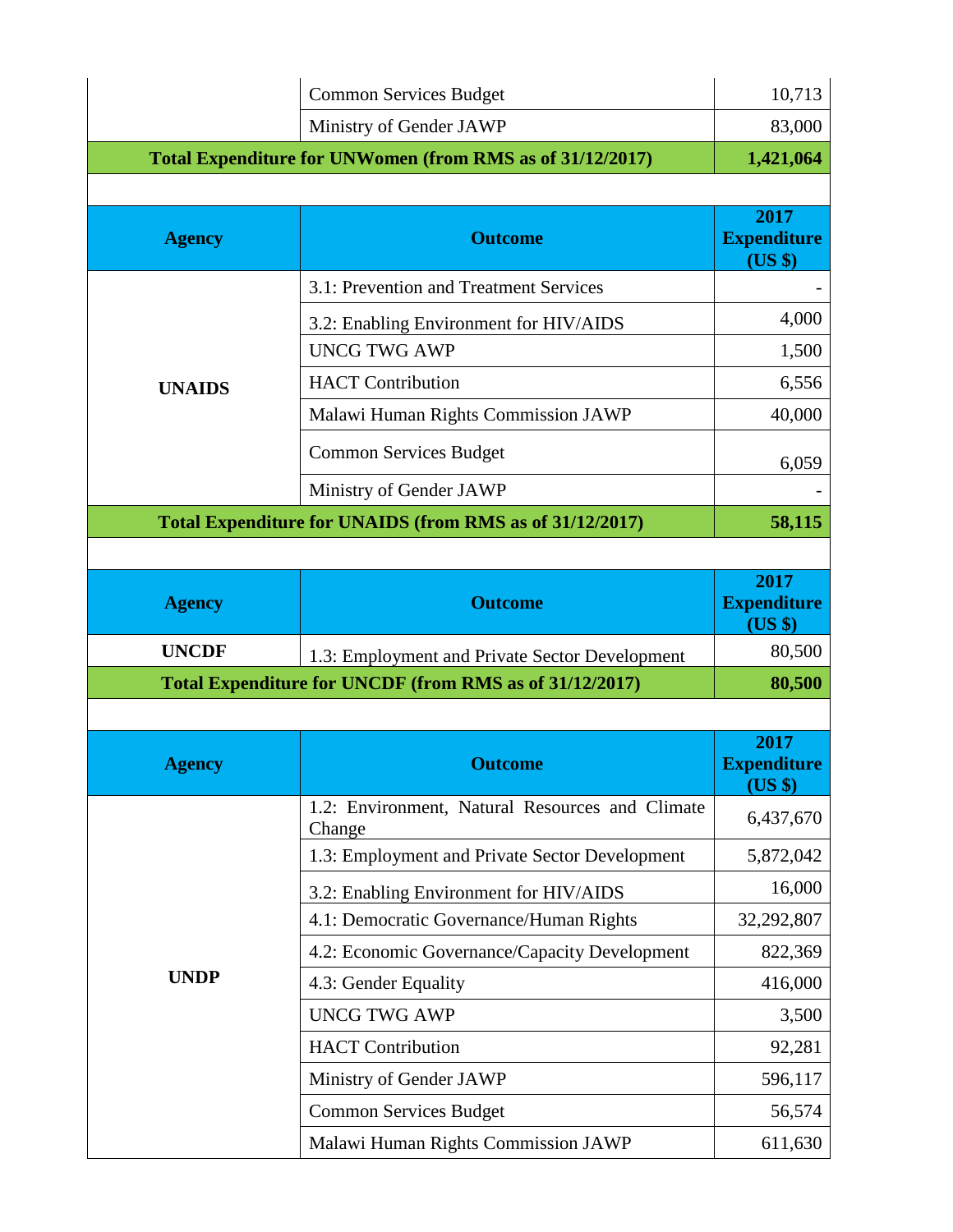| | | |
|---|---|---|
| | Common Services Budget | 10,713 |
| | Ministry of Gender JAWP | 83,000 |
| **Total Expenditure for UNWomen (from RMS as of 31/12/2017)** | | **1,421,064** |

| Agency | Outcome | 2017 Expenditure (US $) |
|---|---|---|
| **UNAIDS** | 3.1: Prevention and Treatment Services | - |
| | 3.2: Enabling Environment for HIV/AIDS | 4,000 |
| | UNCG TWG AWP | 1,500 |
| | HACT Contribution | 6,556 |
| | Malawi Human Rights Commission JAWP | 40,000 |
| | Common Services Budget | 6,059 |
| | Ministry of Gender JAWP | - |
| **Total Expenditure for UNAIDS (from RMS as of 31/12/2017)** | | **58,115** |

| Agency | Outcome | 2017 Expenditure (US $) |
|---|---|---|
| **UNCDF** | 1.3: Employment and Private Sector Development | 80,500 |
| **Total Expenditure for UNCDF (from RMS as of 31/12/2017)** | | **80,500** |

| Agency | Outcome | 2017 Expenditure (US $) |
|---|---|---|
| **UNDP** | 1.2: Environment, Natural Resources and Climate Change | 6,437,670 |
| | 1.3: Employment and Private Sector Development | 5,872,042 |
| | 3.2: Enabling Environment for HIV/AIDS | 16,000 |
| | 4.1: Democratic Governance/Human Rights | 32,292,807 |
| | 4.2: Economic Governance/Capacity Development | 822,369 |
| | 4.3: Gender Equality | 416,000 |
| | UNCG TWG AWP | 3,500 |
| | HACT Contribution | 92,281 |
| | Ministry of Gender JAWP | 596,117 |
| | Common Services Budget | 56,574 |
| | Malawi Human Rights Commission JAWP | 611,630 |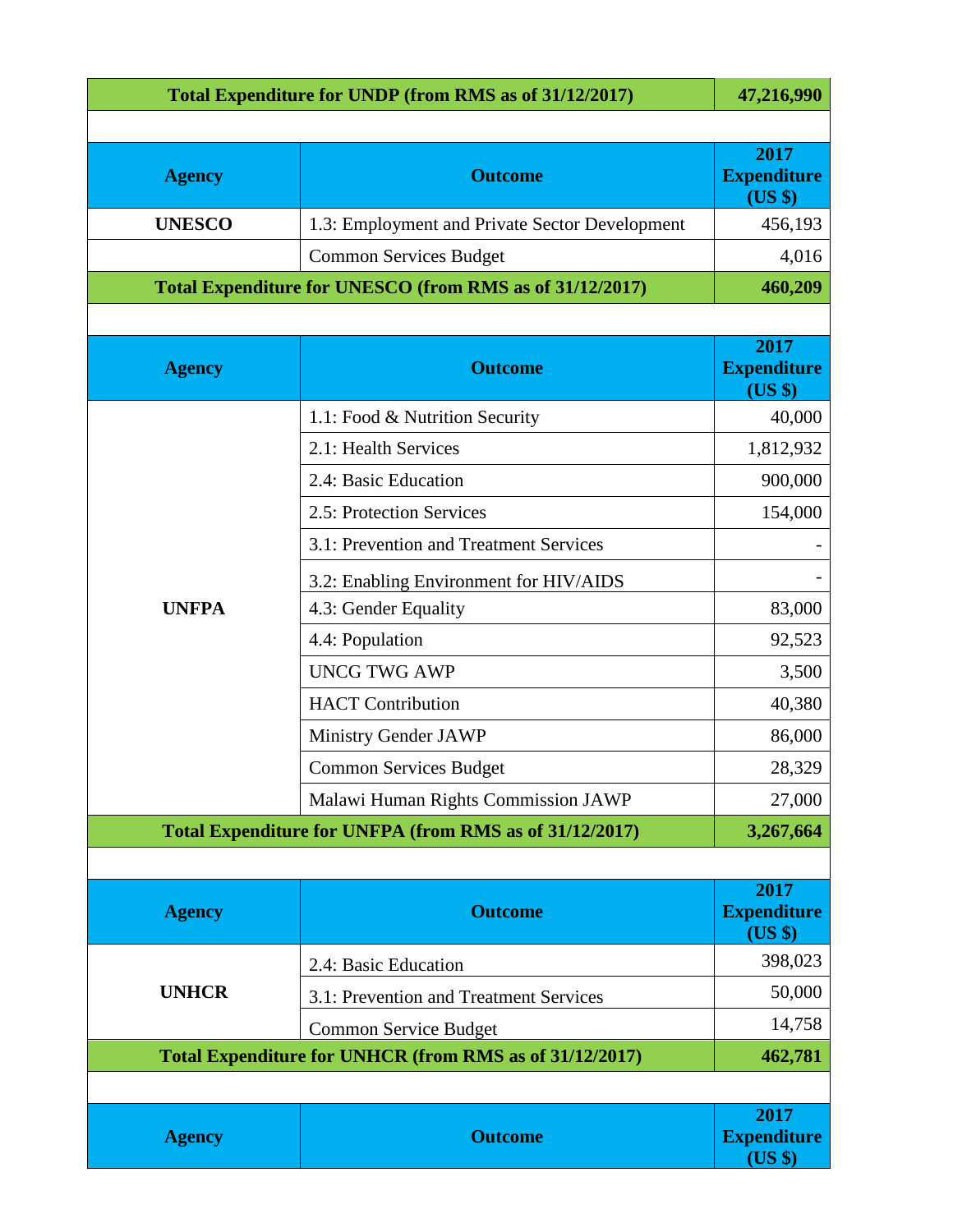| Total Expenditure for UNDP (from RMS as of 31/12/2017) | | 47,216,990 |
|---|---|---|

| Agency | Outcome | 2017 Expenditure (US $) |
|---|---|---|
| UNESCO | 1.3: Employment and Private Sector Development | 456,193 |
| | Common Services Budget | 4,016 |
| **Total Expenditure for UNESCO (from RMS as of 31/12/2017)** | | **460,209** |

| Agency | Outcome | 2017 Expenditure (US $) |
|---|---|---|
| UNFPA | 1.1: Food & Nutrition Security | 40,000 |
| | 2.1: Health Services | 1,812,932 |
| | 2.4: Basic Education | 900,000 |
| | 2.5: Protection Services | 154,000 |
| | 3.1: Prevention and Treatment Services | - |
| | 3.2: Enabling Environment for HIV/AIDS | - |
| | 4.3: Gender Equality | 83,000 |
| | 4.4: Population | 92,523 |
| | UNCG TWG AWP | 3,500 |
| | HACT Contribution | 40,380 |
| | Ministry Gender JAWP | 86,000 |
| | Common Services Budget | 28,329 |
| | Malawi Human Rights Commission JAWP | 27,000 |
| **Total Expenditure for UNFPA (from RMS as of 31/12/2017)** | | **3,267,664** |

| Agency | Outcome | 2017 Expenditure (US $) |
|---|---|---|
| UNHCR | 2.4: Basic Education | 398,023 |
| | 3.1: Prevention and Treatment Services | 50,000 |
| | Common Service Budget | 14,758 |
| **Total Expenditure for UNHCR (from RMS as of 31/12/2017)** | | **462,781** |

| Agency | Outcome | 2017 Expenditure (US $) |
|---|---|---|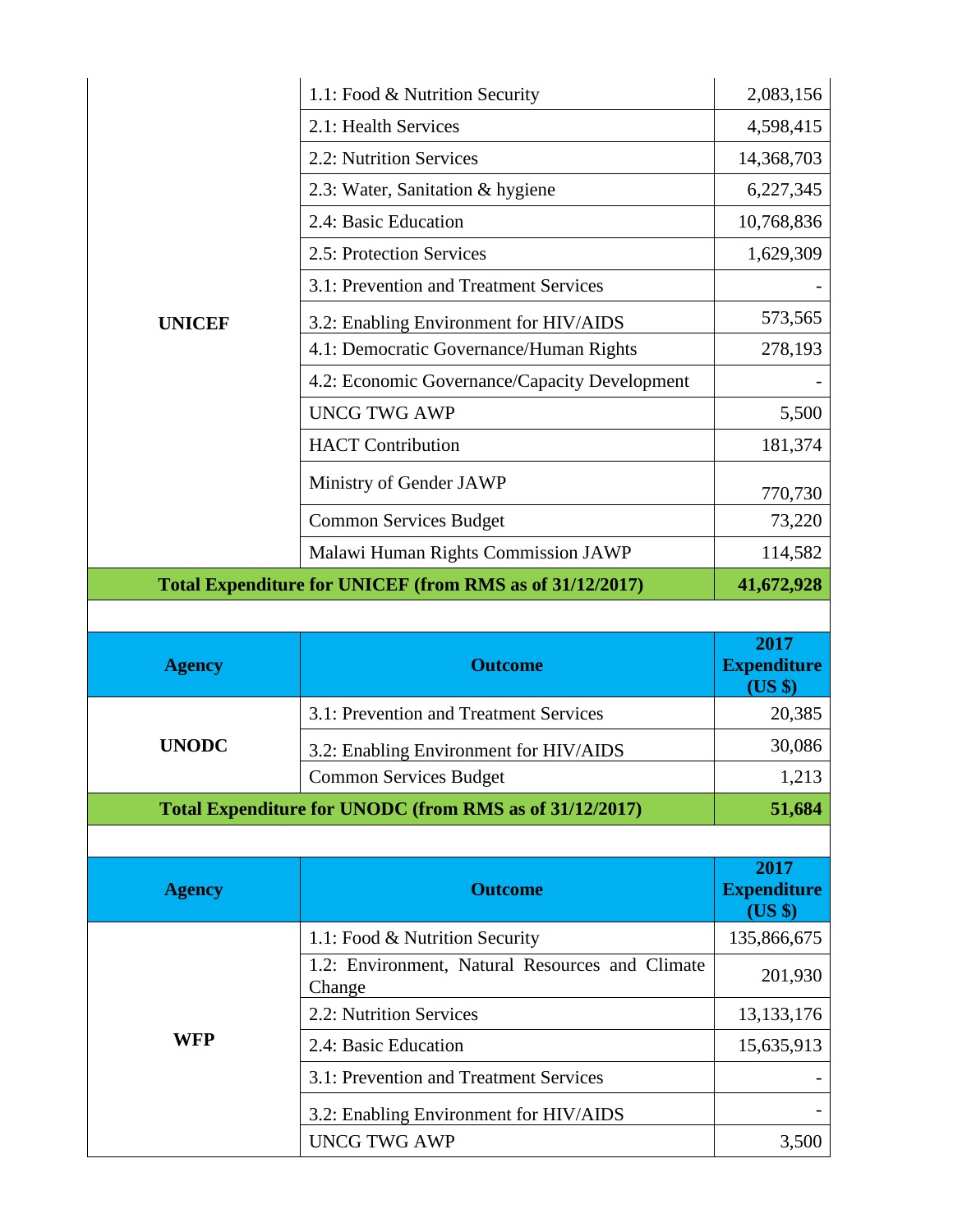| | | |
|---|---|---|
| UNICEF | 1.1: Food & Nutrition Security | 2,083,156 |
| | 2.1: Health Services | 4,598,415 |
| | 2.2: Nutrition Services | 14,368,703 |
| | 2.3: Water, Sanitation & hygiene | 6,227,345 |
| | 2.4: Basic Education | 10,768,836 |
| | 2.5: Protection Services | 1,629,309 |
| | 3.1: Prevention and Treatment Services | - |
| | 3.2: Enabling Environment for HIV/AIDS | 573,565 |
| | 4.1: Democratic Governance/Human Rights | 278,193 |
| | 4.2: Economic Governance/Capacity Development | - |
| | UNCG TWG AWP | 5,500 |
| | HACT Contribution | 181,374 |
| | Ministry of Gender JAWP | 770,730 |
| | Common Services Budget | 73,220 |
| | Malawi Human Rights Commission JAWP | 114,582 |
| **Total Expenditure for UNICEF (from RMS as of 31/12/2017)** | | **41,672,928** |

| Agency | Outcome | 2017 Expenditure (US $) |
|---|---|---|
| UNODC | 3.1: Prevention and Treatment Services | 20,385 |
| | 3.2: Enabling Environment for HIV/AIDS | 30,086 |
| | Common Services Budget | 1,213 |
| **Total Expenditure for UNODC (from RMS as of 31/12/2017)** | | **51,684** |

| Agency | Outcome | 2017 Expenditure (US $) |
|---|---|---|
| WFP | 1.1: Food & Nutrition Security | 135,866,675 |
| | 1.2: Environment, Natural Resources and Climate Change | 201,930 |
| | 2.2: Nutrition Services | 13,133,176 |
| | 2.4: Basic Education | 15,635,913 |
| | 3.1: Prevention and Treatment Services | - |
| | 3.2: Enabling Environment for HIV/AIDS | - |
| | UNCG TWG AWP | 3,500 |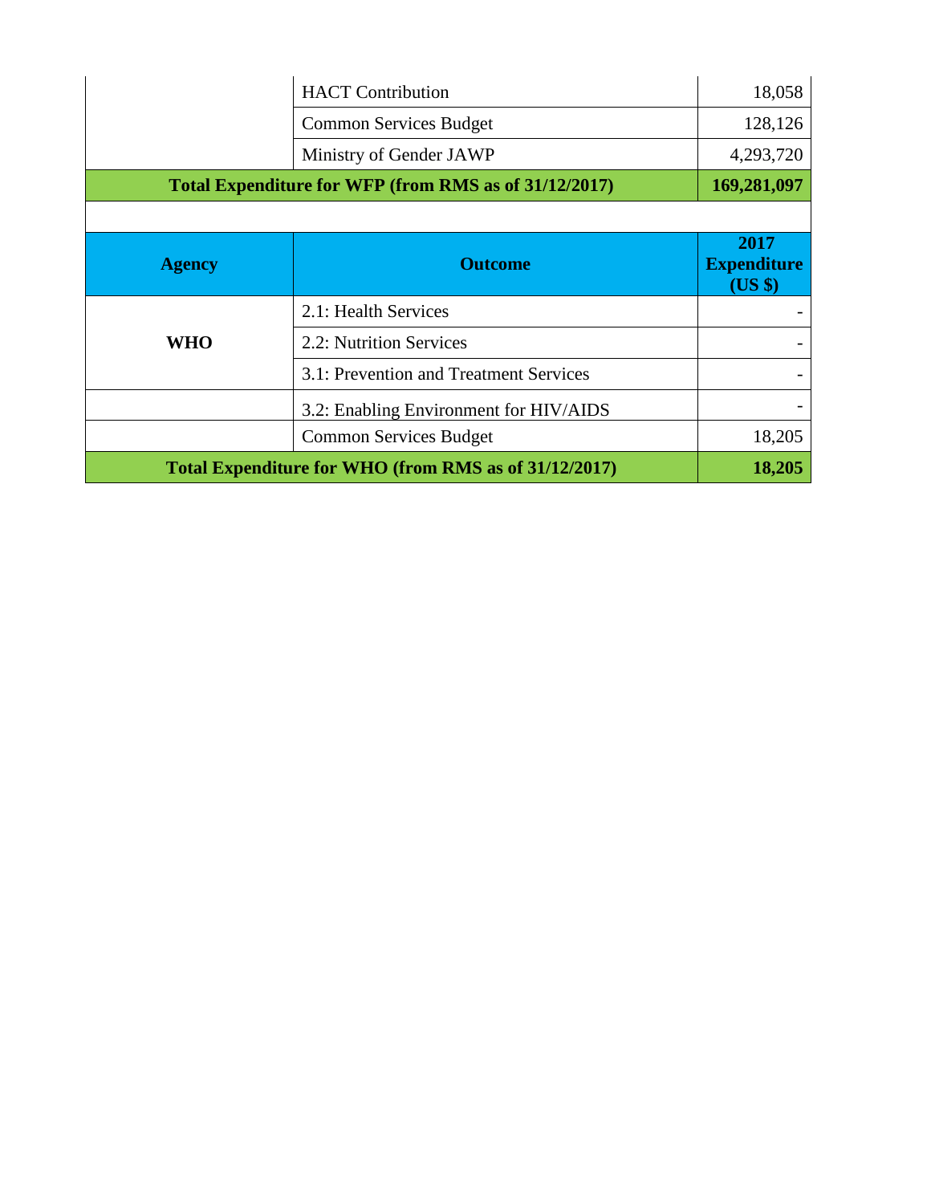| | | |
|---|---|---|
| | HACT Contribution | 18,058 |
| | Common Services Budget | 128,126 |
| | Ministry of Gender JAWP | 4,293,720 |
| **Total Expenditure for WFP (from RMS as of 31/12/2017)** | | **169,281,097** |

| Agency | Outcome | 2017 Expenditure (US $) |
|---|---|---|
| **WHO** | 2.1: Health Services | - |
| | 2.2: Nutrition Services | - |
| | 3.1: Prevention and Treatment Services | - |
| | 3.2: Enabling Environment for HIV/AIDS | - |
| | Common Services Budget | 18,205 |
| **Total Expenditure for WHO (from RMS as of 31/12/2017)** | | **18,205** |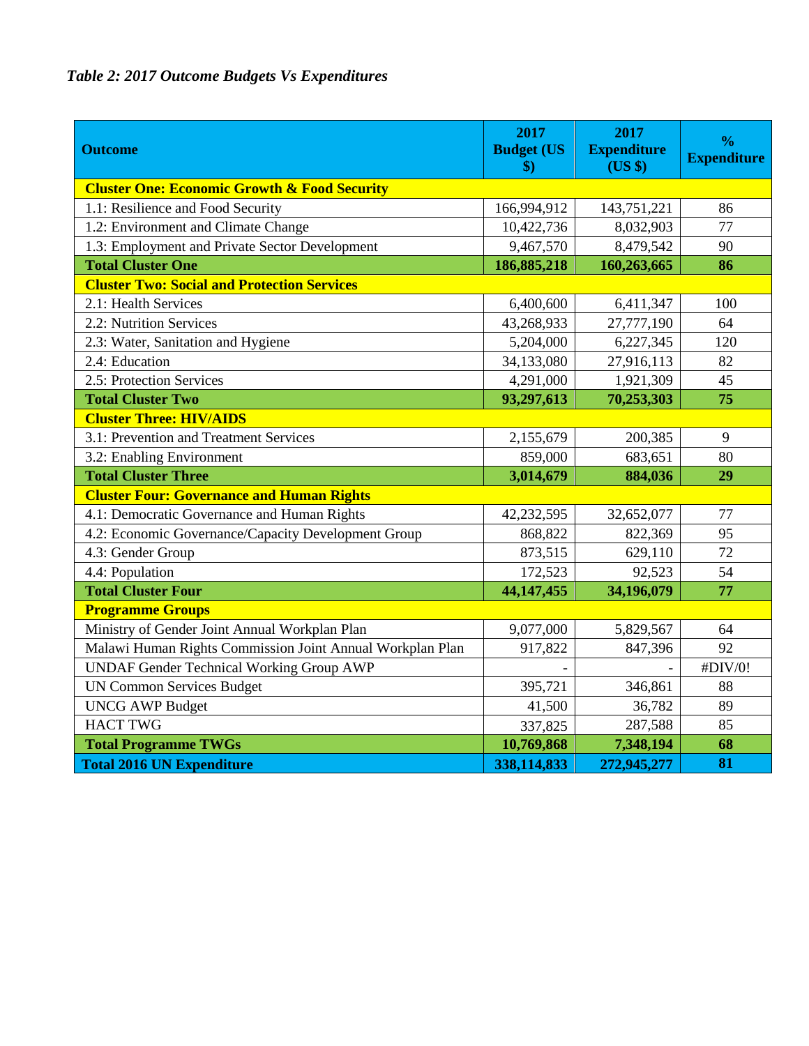*Table 2: 2017 Outcome Budgets Vs Expenditures*

| Outcome | 2017 Budget (US $) | 2017 Expenditure (US $) | % Expenditure |
|---|---|---|---|
| **Cluster One: Economic Growth & Food Security** | | | |
| 1.1: Resilience and Food Security | 166,994,912 | 143,751,221 | 86 |
| 1.2: Environment and Climate Change | 10,422,736 | 8,032,903 | 77 |
| 1.3: Employment and Private Sector Development | 9,467,570 | 8,479,542 | 90 |
| **Total Cluster One** | **186,885,218** | **160,263,665** | **86** |
| **Cluster Two: Social and Protection Services** | | | |
| 2.1: Health Services | 6,400,600 | 6,411,347 | 100 |
| 2.2: Nutrition Services | 43,268,933 | 27,777,190 | 64 |
| 2.3: Water, Sanitation and Hygiene | 5,204,000 | 6,227,345 | 120 |
| 2.4: Education | 34,133,080 | 27,916,113 | 82 |
| 2.5: Protection Services | 4,291,000 | 1,921,309 | 45 |
| **Total Cluster Two** | **93,297,613** | **70,253,303** | **75** |
| **Cluster Three: HIV/AIDS** | | | |
| 3.1: Prevention and Treatment Services | 2,155,679 | 200,385 | 9 |
| 3.2: Enabling Environment | 859,000 | 683,651 | 80 |
| **Total Cluster Three** | **3,014,679** | **884,036** | **29** |
| **Cluster Four: Governance and Human Rights** | | | |
| 4.1: Democratic Governance and Human Rights | 42,232,595 | 32,652,077 | 77 |
| 4.2: Economic Governance/Capacity Development Group | 868,822 | 822,369 | 95 |
| 4.3: Gender Group | 873,515 | 629,110 | 72 |
| 4.4: Population | 172,523 | 92,523 | 54 |
| **Total Cluster Four** | **44,147,455** | **34,196,079** | **77** |
| **Programme Groups** | | | |
| Ministry of Gender Joint Annual Workplan Plan | 9,077,000 | 5,829,567 | 64 |
| Malawi Human Rights Commission Joint Annual Workplan Plan | 917,822 | 847,396 | 92 |
| UNDAF Gender Technical Working Group AWP | - | - | #DIV/0! |
| UN Common Services Budget | 395,721 | 346,861 | 88 |
| UNCG AWP Budget | 41,500 | 36,782 | 89 |
| HACT TWG | 337,825 | 287,588 | 85 |
| **Total Programme TWGs** | **10,769,868** | **7,348,194** | **68** |
| **Total 2016 UN Expenditure** | **338,114,833** | **272,945,277** | **81** |